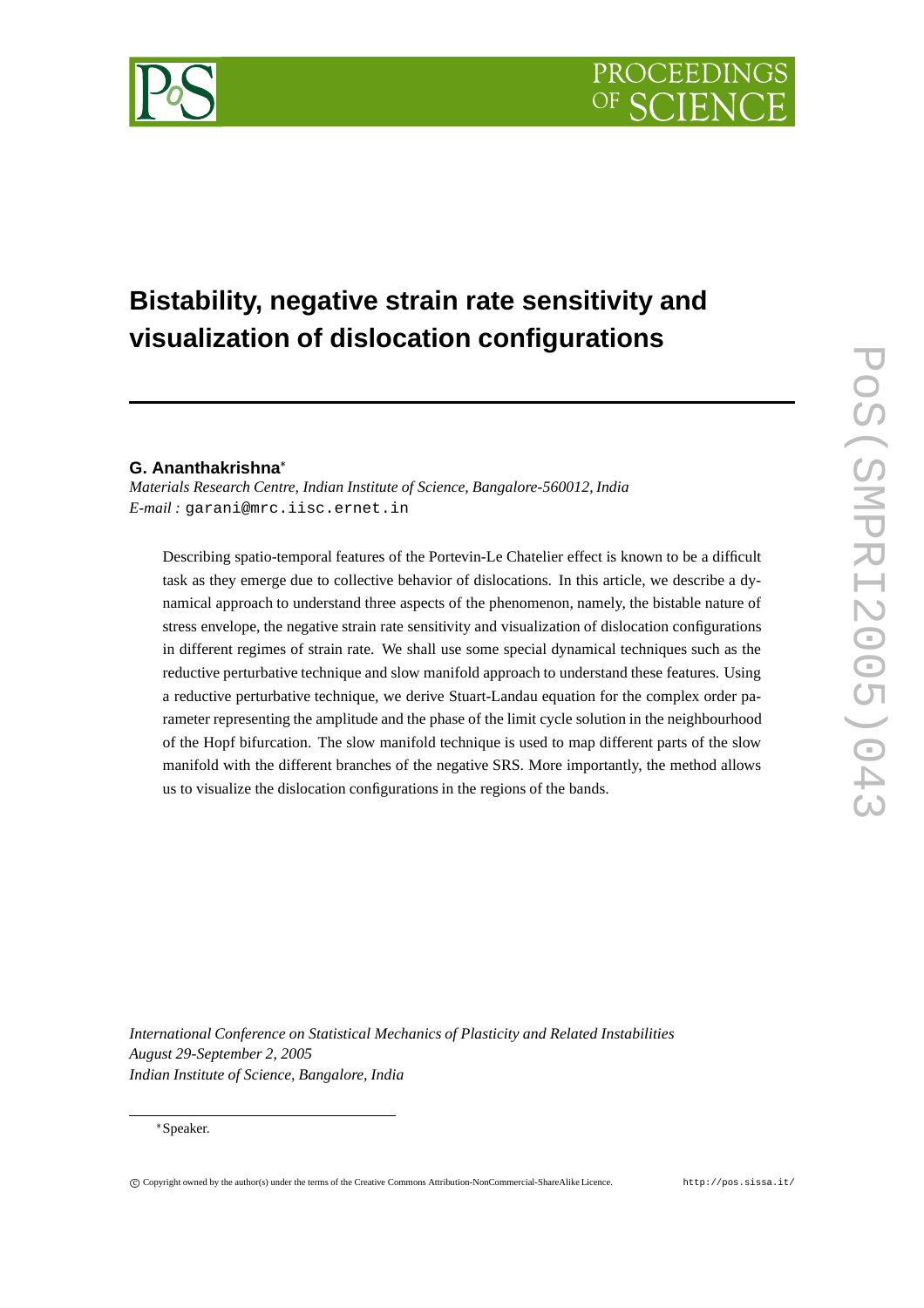# Bistability, negative strain rate sensitivity and visualization of dislocation configurations

**G. Ananthakrishna***

*Materials Research Centre, Indian Institute of Science, Bangalore-560012, India*

*E-mail :* garani@mrc.iisc.ernet.in

Describing spatio-temporal features of the Portevin-Le Chatelier effect is known to be a difficult task as they emerge due to collective behavior of dislocations. In this article, we describe a dynamical approach to understand three aspects of the phenomenon, namely, the bistable nature of stress envelope, the negative strain rate sensitivity and visualization of dislocation configurations in different regimes of strain rate. We shall use some special dynamical techniques such as the reductive perturbative technique and slow manifold approach to understand these features. Using a reductive perturbative technique, we derive Stuart-Landau equation for the complex order parameter representing the amplitude and the phase of the limit cycle solution in the neighbourhood of the Hopf bifurcation. The slow manifold technique is used to map different parts of the slow manifold with the different branches of the negative SRS. More importantly, the method allows us to visualize the dislocation configurations in the regions of the bands.

*International Conference on Statistical Mechanics of Plasticity and Related Instabilities*
*August 29-September 2, 2005*
*Indian Institute of Science, Bangalore, India*

*Speaker.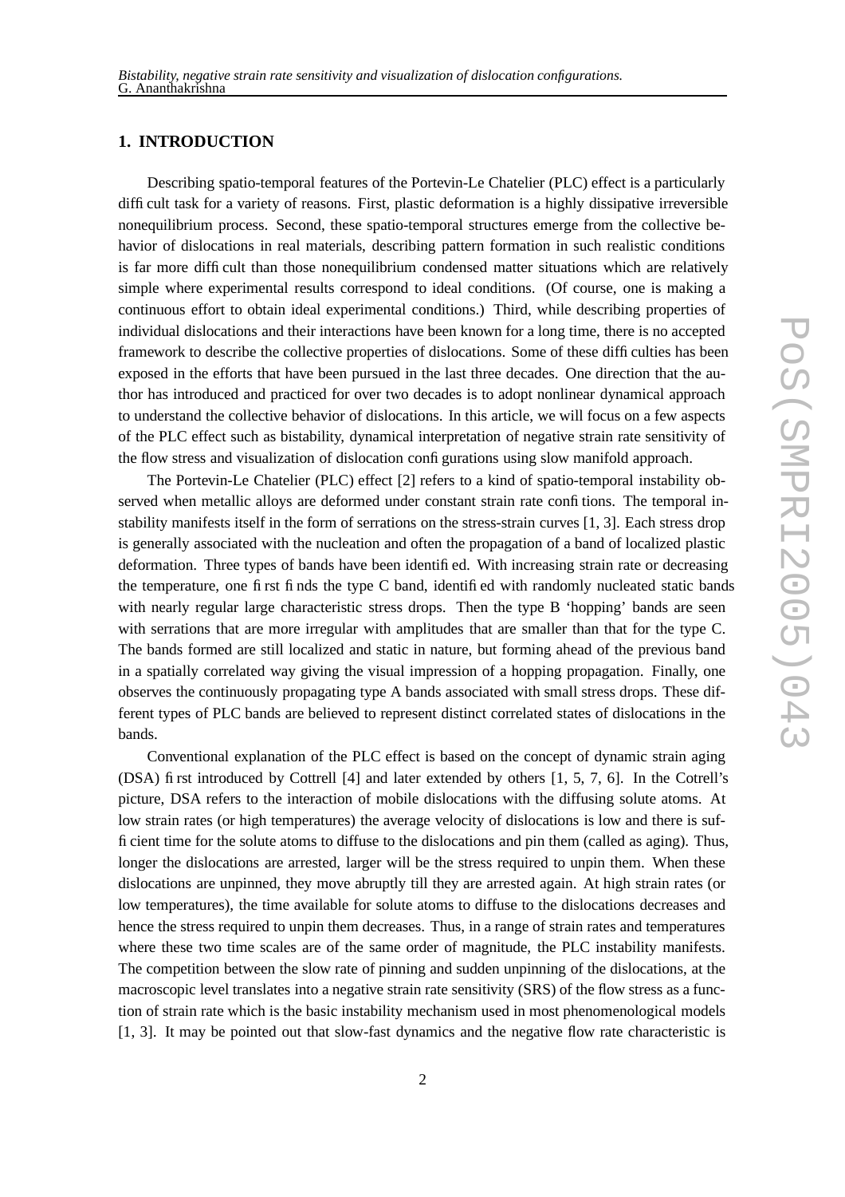## 1. INTRODUCTION

Describing spatio-temporal features of the Portevin-Le Chatelier (PLC) effect is a particularly difficult task for a variety of reasons. First, plastic deformation is a highly dissipative irreversible nonequilibrium process. Second, these spatio-temporal structures emerge from the collective behavior of dislocations in real materials, describing pattern formation in such realistic conditions is far more difficult than those nonequilibrium condensed matter situations which are relatively simple where experimental results correspond to ideal conditions. (Of course, one is making a continuous effort to obtain ideal experimental conditions.) Third, while describing properties of individual dislocations and their interactions have been known for a long time, there is no accepted framework to describe the collective properties of dislocations. Some of these difficulties has been exposed in the efforts that have been pursued in the last three decades. One direction that the author has introduced and practiced for over two decades is to adopt nonlinear dynamical approach to understand the collective behavior of dislocations. In this article, we will focus on a few aspects of the PLC effect such as bistability, dynamical interpretation of negative strain rate sensitivity of the flow stress and visualization of dislocation configurations using slow manifold approach.

The Portevin-Le Chatelier (PLC) effect [2] refers to a kind of spatio-temporal instability observed when metallic alloys are deformed under constant strain rate confitions. The temporal instability manifests itself in the form of serrations on the stress-strain curves [1, 3]. Each stress drop is generally associated with the nucleation and often the propagation of a band of localized plastic deformation. Three types of bands have been identified. With increasing strain rate or decreasing the temperature, one first finds the type C band, identified with randomly nucleated static bands with nearly regular large characteristic stress drops. Then the type B 'hopping' bands are seen with serrations that are more irregular with amplitudes that are smaller than that for the type C. The bands formed are still localized and static in nature, but forming ahead of the previous band in a spatially correlated way giving the visual impression of a hopping propagation. Finally, one observes the continuously propagating type A bands associated with small stress drops. These different types of PLC bands are believed to represent distinct correlated states of dislocations in the bands.

Conventional explanation of the PLC effect is based on the concept of dynamic strain aging (DSA) first introduced by Cottrell [4] and later extended by others [1, 5, 7, 6]. In the Cotrell's picture, DSA refers to the interaction of mobile dislocations with the diffusing solute atoms. At low strain rates (or high temperatures) the average velocity of dislocations is low and there is sufficient time for the solute atoms to diffuse to the dislocations and pin them (called as aging). Thus, longer the dislocations are arrested, larger will be the stress required to unpin them. When these dislocations are unpinned, they move abruptly till they are arrested again. At high strain rates (or low temperatures), the time available for solute atoms to diffuse to the dislocations decreases and hence the stress required to unpin them decreases. Thus, in a range of strain rates and temperatures where these two time scales are of the same order of magnitude, the PLC instability manifests. The competition between the slow rate of pinning and sudden unpinning of the dislocations, at the macroscopic level translates into a negative strain rate sensitivity (SRS) of the flow stress as a function of strain rate which is the basic instability mechanism used in most phenomenological models [1, 3]. It may be pointed out that slow-fast dynamics and the negative flow rate characteristic is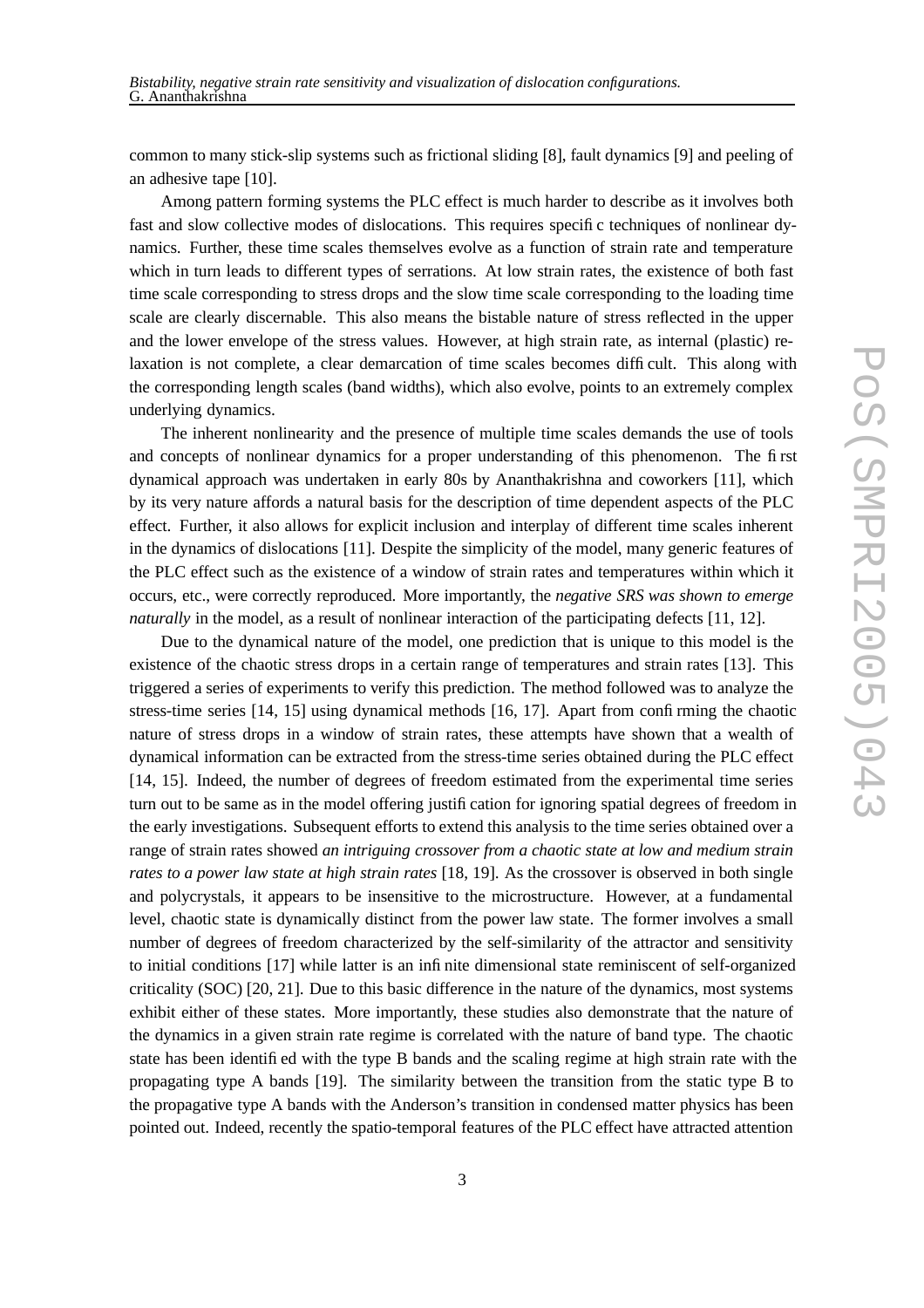common to many stick-slip systems such as frictional sliding [8], fault dynamics [9] and peeling of an adhesive tape [10].

Among pattern forming systems the PLC effect is much harder to describe as it involves both fast and slow collective modes of dislocations. This requires specific techniques of nonlinear dynamics. Further, these time scales themselves evolve as a function of strain rate and temperature which in turn leads to different types of serrations. At low strain rates, the existence of both fast time scale corresponding to stress drops and the slow time scale corresponding to the loading time scale are clearly discernable. This also means the bistable nature of stress reflected in the upper and the lower envelope of the stress values. However, at high strain rate, as internal (plastic) relaxation is not complete, a clear demarcation of time scales becomes difficult. This along with the corresponding length scales (band widths), which also evolve, points to an extremely complex underlying dynamics.

The inherent nonlinearity and the presence of multiple time scales demands the use of tools and concepts of nonlinear dynamics for a proper understanding of this phenomenon. The first dynamical approach was undertaken in early 80s by Ananthakrishna and coworkers [11], which by its very nature affords a natural basis for the description of time dependent aspects of the PLC effect. Further, it also allows for explicit inclusion and interplay of different time scales inherent in the dynamics of dislocations [11]. Despite the simplicity of the model, many generic features of the PLC effect such as the existence of a window of strain rates and temperatures within which it occurs, etc., were correctly reproduced. More importantly, the *negative SRS was shown to emerge naturally* in the model, as a result of nonlinear interaction of the participating defects [11, 12].

Due to the dynamical nature of the model, one prediction that is unique to this model is the existence of the chaotic stress drops in a certain range of temperatures and strain rates [13]. This triggered a series of experiments to verify this prediction. The method followed was to analyze the stress-time series [14, 15] using dynamical methods [16, 17]. Apart from confirming the chaotic nature of stress drops in a window of strain rates, these attempts have shown that a wealth of dynamical information can be extracted from the stress-time series obtained during the PLC effect [14, 15]. Indeed, the number of degrees of freedom estimated from the experimental time series turn out to be same as in the model offering justification for ignoring spatial degrees of freedom in the early investigations. Subsequent efforts to extend this analysis to the time series obtained over a range of strain rates showed *an intriguing crossover from a chaotic state at low and medium strain rates to a power law state at high strain rates* [18, 19]. As the crossover is observed in both single and polycrystals, it appears to be insensitive to the microstructure. However, at a fundamental level, chaotic state is dynamically distinct from the power law state. The former involves a small number of degrees of freedom characterized by the self-similarity of the attractor and sensitivity to initial conditions [17] while latter is an infinite dimensional state reminiscent of self-organized criticality (SOC) [20, 21]. Due to this basic difference in the nature of the dynamics, most systems exhibit either of these states. More importantly, these studies also demonstrate that the nature of the dynamics in a given strain rate regime is correlated with the nature of band type. The chaotic state has been identified with the type B bands and the scaling regime at high strain rate with the propagating type A bands [19]. The similarity between the transition from the static type B to the propagative type A bands with the Anderson's transition in condensed matter physics has been pointed out. Indeed, recently the spatio-temporal features of the PLC effect have attracted attention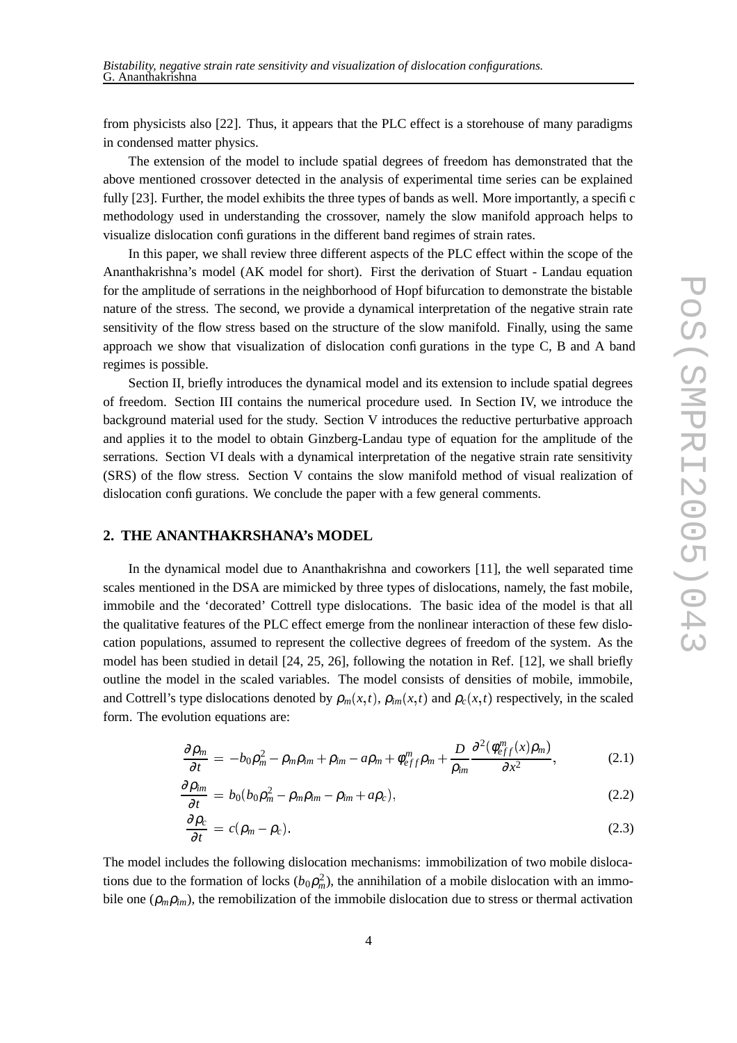from physicists also [22]. Thus, it appears that the PLC effect is a storehouse of many paradigms in condensed matter physics.

The extension of the model to include spatial degrees of freedom has demonstrated that the above mentioned crossover detected in the analysis of experimental time series can be explained fully [23]. Further, the model exhibits the three types of bands as well. More importantly, a specific methodology used in understanding the crossover, namely the slow manifold approach helps to visualize dislocation configurations in the different band regimes of strain rates.

In this paper, we shall review three different aspects of the PLC effect within the scope of the Ananthakrishna's model (AK model for short). First the derivation of Stuart - Landau equation for the amplitude of serrations in the neighborhood of Hopf bifurcation to demonstrate the bistable nature of the stress. The second, we provide a dynamical interpretation of the negative strain rate sensitivity of the flow stress based on the structure of the slow manifold. Finally, using the same approach we show that visualization of dislocation configurations in the type C, B and A band regimes is possible.

Section II, briefly introduces the dynamical model and its extension to include spatial degrees of freedom. Section III contains the numerical procedure used. In Section IV, we introduce the background material used for the study. Section V introduces the reductive perturbative approach and applies it to the model to obtain Ginzberg-Landau type of equation for the amplitude of the serrations. Section VI deals with a dynamical interpretation of the negative strain rate sensitivity (SRS) of the flow stress. Section V contains the slow manifold method of visual realization of dislocation configurations. We conclude the paper with a few general comments.

## 2. THE ANANTHAKRSHANA's MODEL

In the dynamical model due to Ananthakrishna and coworkers [11], the well separated time scales mentioned in the DSA are mimicked by three types of dislocations, namely, the fast mobile, immobile and the 'decorated' Cottrell type dislocations. The basic idea of the model is that all the qualitative features of the PLC effect emerge from the nonlinear interaction of these few dislocation populations, assumed to represent the collective degrees of freedom of the system. As the model has been studied in detail [24, 25, 26], following the notation in Ref. [12], we shall briefly outline the model in the scaled variables. The model consists of densities of mobile, immobile, and Cottrell's type dislocations denoted by $\rho_m(x,t)$, $\rho_{im}(x,t)$ and $\rho_c(x,t)$ respectively, in the scaled form. The evolution equations are:

$$\frac{\partial \rho_m}{\partial t} = -b_0\rho_m^2 - \rho_m\rho_{im} + \rho_{im} - a\rho_m + \phi_{eff}^m \rho_m + \frac{D}{\rho_{im}}\frac{\partial^2(\phi_{eff}^m(x)\rho_m)}{\partial x^2}, \tag{2.1}$$

$$\frac{\partial \rho_{im}}{\partial t} = b_0(b_0\rho_m^2 - \rho_m\rho_{im} - \rho_{im} + a\rho_c), \tag{2.2}$$

$$\frac{\partial \rho_c}{\partial t} = c(\rho_m - \rho_c). \tag{2.3}$$

The model includes the following dislocation mechanisms: immobilization of two mobile dislocations due to the formation of locks ($b_0\rho_m^2$), the annihilation of a mobile dislocation with an immobile one ($\rho_m\rho_{im}$), the remobilization of the immobile dislocation due to stress or thermal activation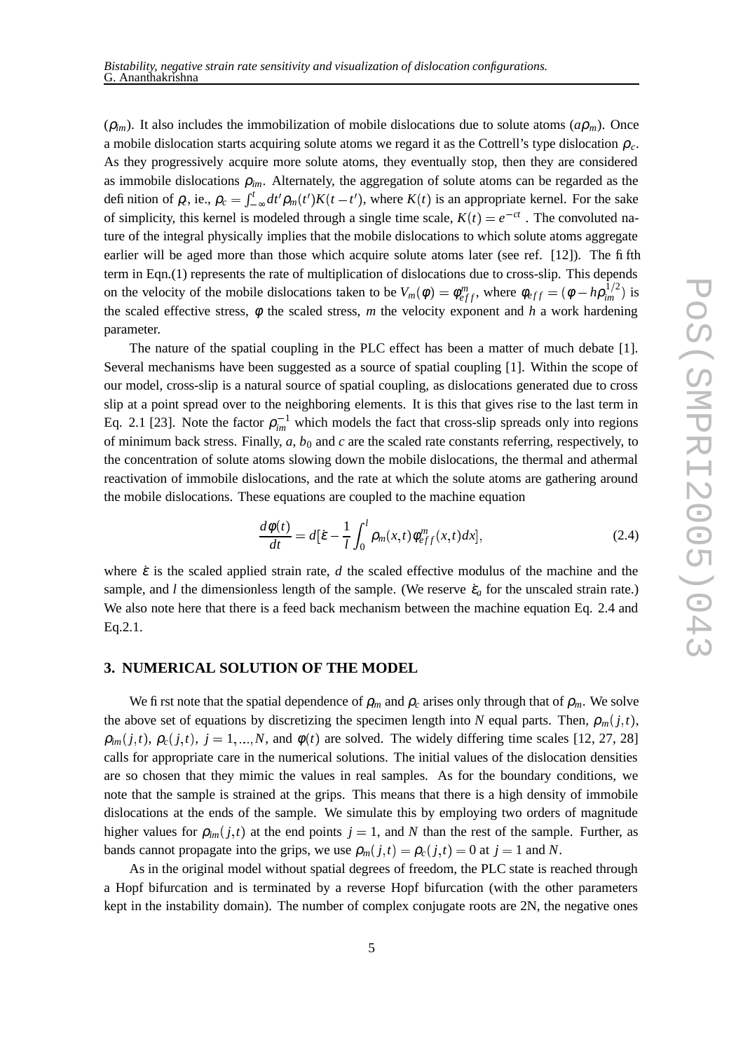($\rho_{im}$). It also includes the immobilization of mobile dislocations due to solute atoms ($a\rho_m$). Once a mobile dislocation starts acquiring solute atoms we regard it as the Cottrell's type dislocation $\rho_c$. As they progressively acquire more solute atoms, they eventually stop, then they are considered as immobile dislocations $\rho_{im}$. Alternately, the aggregation of solute atoms can be regarded as the definition of $\rho_c$, ie., $\rho_c = \int_{-\infty}^{t} dt' \rho_m(t') K(t-t')$, where $K(t)$ is an appropriate kernel. For the sake of simplicity, this kernel is modeled through a single time scale, $K(t) = e^{-ct}$ . The convoluted nature of the integral physically implies that the mobile dislocations to which solute atoms aggregate earlier will be aged more than those which acquire solute atoms later (see ref. [12]). The fifth term in Eqn.(1) represents the rate of multiplication of dislocations due to cross-slip. This depends on the velocity of the mobile dislocations taken to be $V_m(\phi) = \phi_{eff}^m$, where $\phi_{eff} = (\phi - h\rho_{im}^{1/2})$ is the scaled effective stress, $\phi$ the scaled stress, $m$ the velocity exponent and $h$ a work hardening parameter.

The nature of the spatial coupling in the PLC effect has been a matter of much debate [1]. Several mechanisms have been suggested as a source of spatial coupling [1]. Within the scope of our model, cross-slip is a natural source of spatial coupling, as dislocations generated due to cross slip at a point spread over to the neighboring elements. It is this that gives rise to the last term in Eq. 2.1 [23]. Note the factor $\rho_{im}^{-1}$ which models the fact that cross-slip spreads only into regions of minimum back stress. Finally, $a$, $b_0$ and $c$ are the scaled rate constants referring, respectively, to the concentration of solute atoms slowing down the mobile dislocations, the thermal and athermal reactivation of immobile dislocations, and the rate at which the solute atoms are gathering around the mobile dislocations. These equations are coupled to the machine equation

$$\frac{d\phi(t)}{dt} = d[\dot{\varepsilon} - \frac{1}{l}\int_0^l \rho_m(x,t)\phi_{eff}^m(x,t)dx], \tag{2.4}$$

where $\dot{\varepsilon}$ is the scaled applied strain rate, $d$ the scaled effective modulus of the machine and the sample, and $l$ the dimensionless length of the sample. (We reserve $\dot{\varepsilon}_a$ for the unscaled strain rate.) We also note here that there is a feed back mechanism between the machine equation Eq. 2.4 and Eq.2.1.

## 3. NUMERICAL SOLUTION OF THE MODEL

We first note that the spatial dependence of $\rho_m$ and $\rho_c$ arises only through that of $\rho_m$. We solve the above set of equations by discretizing the specimen length into $N$ equal parts. Then, $\rho_m(j,t)$, $\rho_{im}(j,t)$, $\rho_c(j,t)$, $j = 1,...,N$, and $\phi(t)$ are solved. The widely differing time scales [12, 27, 28] calls for appropriate care in the numerical solutions. The initial values of the dislocation densities are so chosen that they mimic the values in real samples. As for the boundary conditions, we note that the sample is strained at the grips. This means that there is a high density of immobile dislocations at the ends of the sample. We simulate this by employing two orders of magnitude higher values for $\rho_{im}(j,t)$ at the end points $j = 1$, and $N$ than the rest of the sample. Further, as bands cannot propagate into the grips, we use $\rho_m(j,t) = \rho_c(j,t) = 0$ at $j = 1$ and $N$.

As in the original model without spatial degrees of freedom, the PLC state is reached through a Hopf bifurcation and is terminated by a reverse Hopf bifurcation (with the other parameters kept in the instability domain). The number of complex conjugate roots are 2N, the negative ones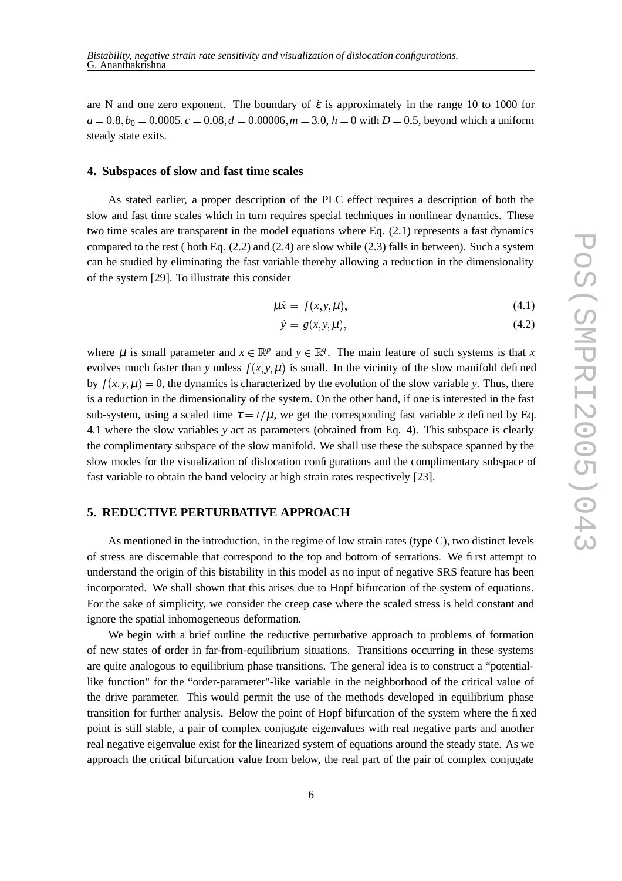are N and one zero exponent. The boundary of $\dot{\varepsilon}$ is approximately in the range 10 to 1000 for $a = 0.8, b_0 = 0.0005, c = 0.08, d = 0.00006, m = 3.0, h = 0$ with $D = 0.5$, beyond which a uniform steady state exits.

## 4. Subspaces of slow and fast time scales

As stated earlier, a proper description of the PLC effect requires a description of both the slow and fast time scales which in turn requires special techniques in nonlinear dynamics. These two time scales are transparent in the model equations where Eq. (2.1) represents a fast dynamics compared to the rest ( both Eq. (2.2) and (2.4) are slow while (2.3) falls in between). Such a system can be studied by eliminating the fast variable thereby allowing a reduction in the dimensionality of the system [29]. To illustrate this consider

$$\mu \dot{x} = f(x, y, \mu), \tag{4.1}$$

$$\dot{y} = g(x, y, \mu), \tag{4.2}$$

where $\mu$ is small parameter and $x \in \mathbb{R}^p$ and $y \in \mathbb{R}^q$. The main feature of such systems is that $x$ evolves much faster than $y$ unless $f(x, y, \mu)$ is small. In the vicinity of the slow manifold defined by $f(x, y, \mu) = 0$, the dynamics is characterized by the evolution of the slow variable $y$. Thus, there is a reduction in the dimensionality of the system. On the other hand, if one is interested in the fast sub-system, using a scaled time $\tau = t/\mu$, we get the corresponding fast variable $x$ defined by Eq. 4.1 where the slow variables $y$ act as parameters (obtained from Eq. 4). This subspace is clearly the complimentary subspace of the slow manifold. We shall use these the subspace spanned by the slow modes for the visualization of dislocation configurations and the complimentary subspace of fast variable to obtain the band velocity at high strain rates respectively [23].

## 5. REDUCTIVE PERTURBATIVE APPROACH

As mentioned in the introduction, in the regime of low strain rates (type C), two distinct levels of stress are discernable that correspond to the top and bottom of serrations. We first attempt to understand the origin of this bistability in this model as no input of negative SRS feature has been incorporated. We shall shown that this arises due to Hopf bifurcation of the system of equations. For the sake of simplicity, we consider the creep case where the scaled stress is held constant and ignore the spatial inhomogeneous deformation.

We begin with a brief outline the reductive perturbative approach to problems of formation of new states of order in far-from-equilibrium situations. Transitions occurring in these systems are quite analogous to equilibrium phase transitions. The general idea is to construct a "potential-like function" for the "order-parameter"-like variable in the neighborhood of the critical value of the drive parameter. This would permit the use of the methods developed in equilibrium phase transition for further analysis. Below the point of Hopf bifurcation of the system where the fixed point is still stable, a pair of complex conjugate eigenvalues with real negative parts and another real negative eigenvalue exist for the linearized system of equations around the steady state. As we approach the critical bifurcation value from below, the real part of the pair of complex conjugate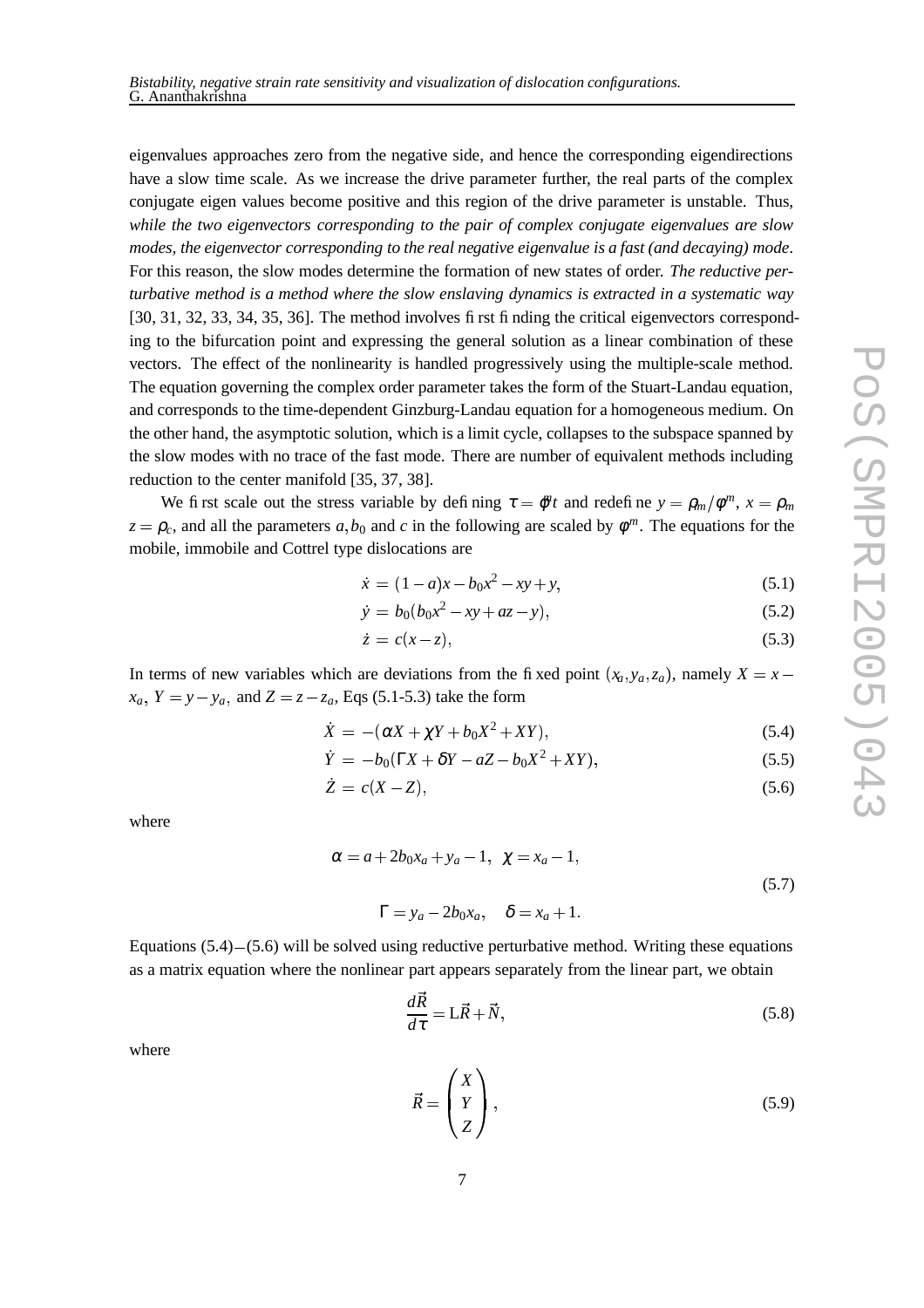eigenvalues approaches zero from the negative side, and hence the corresponding eigendirections have a slow time scale. As we increase the drive parameter further, the real parts of the complex conjugate eigen values become positive and this region of the drive parameter is unstable. Thus, *while the two eigenvectors corresponding to the pair of complex conjugate eigenvalues are slow modes, the eigenvector corresponding to the real negative eigenvalue is a fast (and decaying) mode*. For this reason, the slow modes determine the formation of new states of order. *The reductive perturbative method is a method where the slow enslaving dynamics is extracted in a systematic way* [30, 31, 32, 33, 34, 35, 36]. The method involves first finding the critical eigenvectors corresponding to the bifurcation point and expressing the general solution as a linear combination of these vectors. The effect of the nonlinearity is handled progressively using the multiple-scale method. The equation governing the complex order parameter takes the form of the Stuart-Landau equation, and corresponds to the time-dependent Ginzburg-Landau equation for a homogeneous medium. On the other hand, the asymptotic solution, which is a limit cycle, collapses to the subspace spanned by the slow modes with no trace of the fast mode. There are number of equivalent methods including reduction to the center manifold [35, 37, 38].

We first scale out the stress variable by defining $\tau = \phi^m t$ and redefine $y = \rho_m/\phi^m$, $x = \rho_m$ $z = \rho_c$, and all the parameters $a, b_0$ and $c$ in the following are scaled by $\phi^m$. The equations for the mobile, immobile and Cottrel type dislocations are

$$\dot{x} = (1-a)x - b_0 x^2 - xy + y, \tag{5.1}$$

$$\dot{y} = b_0(b_0 x^2 - xy + az - y), \tag{5.2}$$

$$\dot{z} = c(x - z), \tag{5.3}$$

In terms of new variables which are deviations from the fixed point $(x_a, y_a, z_a)$, namely $X = x - x_a$, $Y = y - y_a$, and $Z = z - z_a$, Eqs (5.1-5.3) take the form

$$\dot{X} = -(\alpha X + \chi Y + b_0 X^2 + XY), \tag{5.4}$$

$$\dot{Y} = -b_0(\Gamma X + \delta Y - aZ - b_0 X^2 + XY), \tag{5.5}$$

$$\dot{Z} = c(X - Z), \tag{5.6}$$

where

$$\alpha = a + 2b_0 x_a + y_a - 1, \quad \chi = x_a - 1,$$
$$\Gamma = y_a - 2b_0 x_a, \quad \delta = x_a + 1. \tag{5.7}$$

Equations (5.4)$-$(5.6) will be solved using reductive perturbative method. Writing these equations as a matrix equation where the nonlinear part appears separately from the linear part, we obtain

$$\frac{d\vec{R}}{d\tau} = \mathrm{L}\vec{R} + \vec{N}, \tag{5.8}$$

where

$$\vec{R} = \begin{pmatrix} X \\ Y \\ Z \end{pmatrix}, \tag{5.9}$$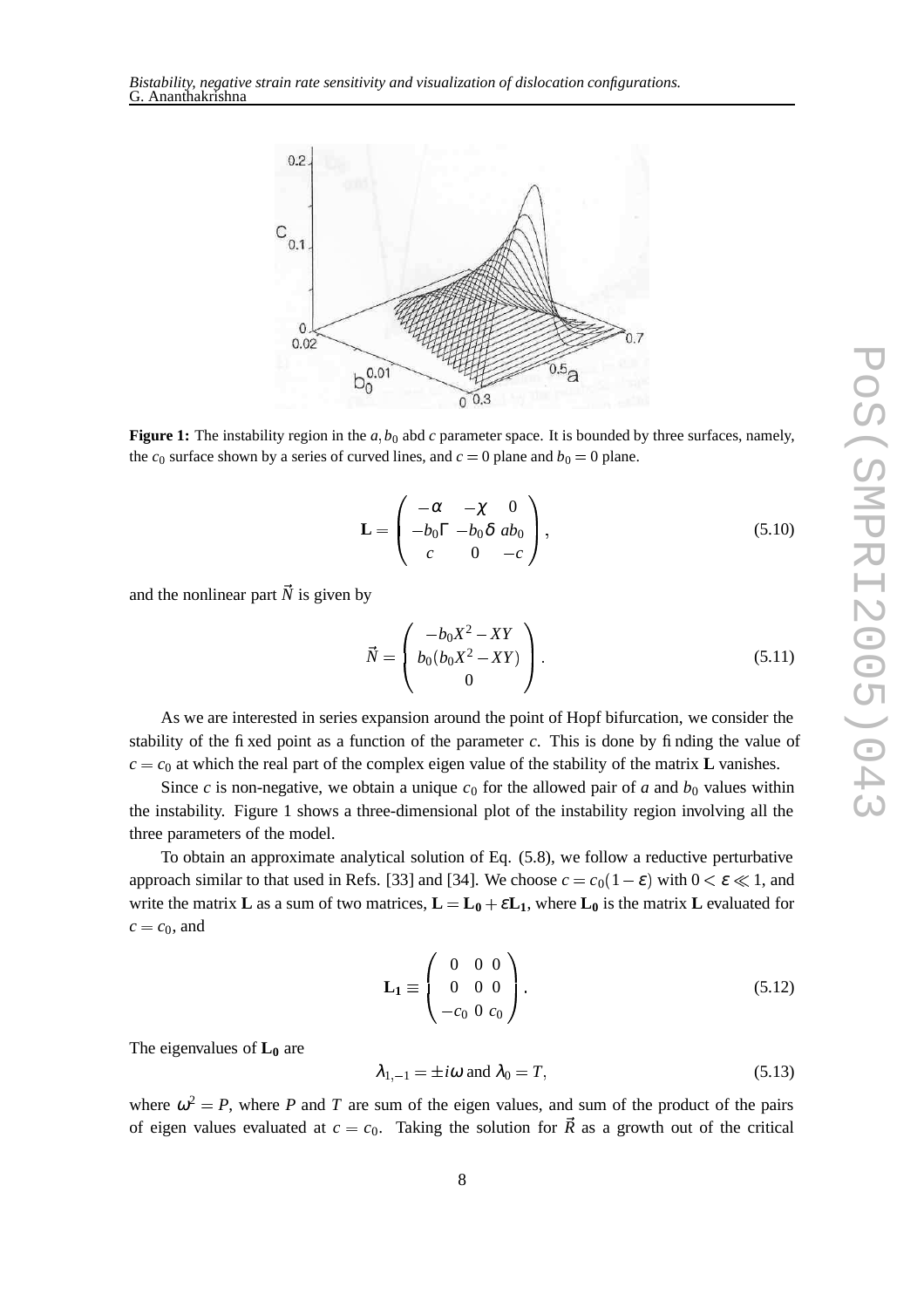**Figure 1:** The instability region in the $a, b_0$ abd $c$ parameter space. It is bounded by three surfaces, namely, the $c_0$ surface shown by a series of curved lines, and $c = 0$ plane and $b_0 = 0$ plane.

$$
\mathbf{L} = \begin{pmatrix} -\alpha & -\chi & 0 \\ -b_0\Gamma & -b_0\delta & ab_0 \\ c & 0 & -c \end{pmatrix}, \tag{5.10}
$$

and the nonlinear part $\vec{N}$ is given by

$$
\vec{N} = \begin{pmatrix} -b_0X^2 - XY \\ b_0(b_0X^2 - XY) \\ 0 \end{pmatrix}. \tag{5.11}
$$

As we are interested in series expansion around the point of Hopf bifurcation, we consider the stability of the fixed point as a function of the parameter $c$. This is done by finding the value of $c = c_0$ at which the real part of the complex eigen value of the stability of the matrix $\mathbf{L}$ vanishes.

Since $c$ is non-negative, we obtain a unique $c_0$ for the allowed pair of $a$ and $b_0$ values within the instability. Figure 1 shows a three-dimensional plot of the instability region involving all the three parameters of the model.

To obtain an approximate analytical solution of Eq. (5.8), we follow a reductive perturbative approach similar to that used in Refs. [33] and [34]. We choose $c = c_0(1 - \varepsilon)$ with $0 < \varepsilon \ll 1$, and write the matrix $\mathbf{L}$ as a sum of two matrices, $\mathbf{L} = \mathbf{L_0} + \varepsilon\mathbf{L_1}$, where $\mathbf{L_0}$ is the matrix $\mathbf{L}$ evaluated for $c = c_0$, and

$$
\mathbf{L_1} \equiv \begin{pmatrix} 0 & 0 & 0 \\ 0 & 0 & 0 \\ -c_0 & 0 & c_0 \end{pmatrix}. \tag{5.12}
$$

The eigenvalues of $\mathbf{L_0}$ are

$$
\lambda_{1,-1} = \pm i\omega \text{ and } \lambda_0 = T, \tag{5.13}
$$

where $\omega^2 = P$, where $P$ and $T$ are sum of the eigen values, and sum of the product of the pairs of eigen values evaluated at $c = c_0$. Taking the solution for $\vec{R}$ as a growth out of the critical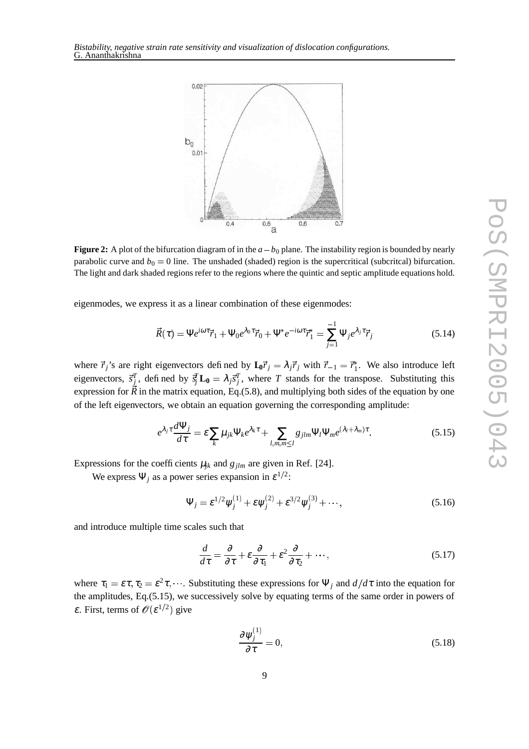**Figure 2:** A plot of the bifurcation diagram of in the $a-b_0$ plane. The instability region is bounded by nearly parabolic curve and $b_0 = 0$ line. The unshaded (shaded) region is the supercritical (subcritcal) bifurcation. The light and dark shaded regions refer to the regions where the quintic and septic amplitude equations hold.

eigenmodes, we express it as a linear combination of these eigenmodes:

$$\vec{R}(\tau) = \Psi e^{i\omega\tau}\vec{r}_1 + \Psi_0 e^{\lambda_0\tau}\vec{r}_0 + \Psi^* e^{-i\omega\tau}\vec{r}_1^* = \sum_{j=1}^{-1} \Psi_j e^{\lambda_j\tau}\vec{r}_j \tag{5.14}$$

where $\vec{r}_j$'s are right eigenvectors defined by $\mathbf{L_0}\vec{r}_j = \lambda_j\vec{r}_j$ with $\vec{r}_{-1} = \vec{r}_1^*$. We also introduce left eigenvectors, $\vec{s}_j^T$, defined by $\vec{s}_j^T\mathbf{L_0} = \lambda_j\vec{s}_j^T$, where $T$ stands for the transpose. Substituting this expression for $\vec{R}$ in the matrix equation, Eq.(5.8), and multiplying both sides of the equation by one of the left eigenvectors, we obtain an equation governing the corresponding amplitude:

$$e^{\lambda_j\tau}\frac{d\Psi_j}{d\tau} = \varepsilon\sum_k \mu_{jk}\Psi_k e^{\lambda_k\tau} + \sum_{l,m,m\leq l} g_{jlm}\Psi_l\Psi_m e^{(\lambda_l+\lambda_m)\tau}. \tag{5.15}$$

Expressions for the coefficients $\mu_{jk}$ and $g_{jlm}$ are given in Ref. [24].

We express $\Psi_j$ as a power series expansion in $\varepsilon^{1/2}$:

$$\Psi_j = \varepsilon^{1/2}\psi_j^{(1)} + \varepsilon\psi_j^{(2)} + \varepsilon^{3/2}\psi_j^{(3)} + \cdots, \tag{5.16}$$

and introduce multiple time scales such that

$$\frac{d}{d\tau} = \frac{\partial}{\partial\tau} + \varepsilon\frac{\partial}{\partial\tau_1} + \varepsilon^2\frac{\partial}{\partial\tau_2} + \cdots, \tag{5.17}$$

where $\tau_1 = \varepsilon\tau, \tau_2 = \varepsilon^2\tau, \cdots$. Substituting these expressions for $\Psi_j$ and $d/d\tau$ into the equation for the amplitudes, Eq.(5.15), we successively solve by equating terms of the same order in powers of $\varepsilon$. First, terms of $\mathscr{O}(\varepsilon^{1/2})$ give

$$\frac{\partial\psi_j^{(1)}}{\partial\tau} = 0, \tag{5.18}$$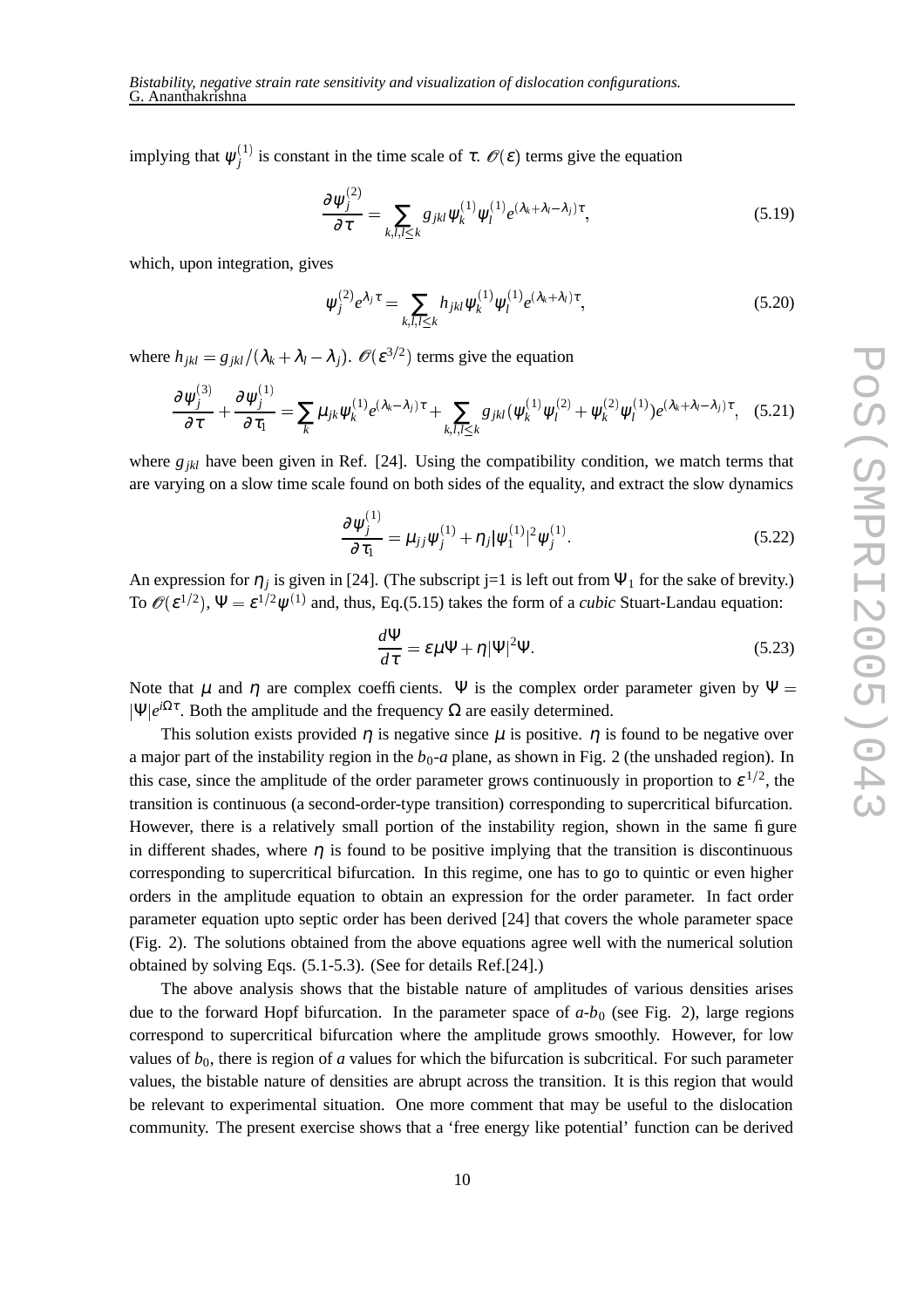implying that $\psi_j^{(1)}$ is constant in the time scale of $\tau$. $\mathscr{O}(\varepsilon)$ terms give the equation

$$\frac{\partial \psi_j^{(2)}}{\partial \tau} = \sum_{k,l,l\leq k} g_{jkl} \psi_k^{(1)} \psi_l^{(1)} e^{(\lambda_k + \lambda_l - \lambda_j)\tau}, \tag{5.19}$$

which, upon integration, gives

$$\psi_j^{(2)} e^{\lambda_j \tau} = \sum_{k,l,l\leq k} h_{jkl} \psi_k^{(1)} \psi_l^{(1)} e^{(\lambda_k + \lambda_l)\tau}, \tag{5.20}$$

where $h_{jkl} = g_{jkl}/(\lambda_k + \lambda_l - \lambda_j)$. $\mathscr{O}(\varepsilon^{3/2})$ terms give the equation

$$\frac{\partial \psi_j^{(3)}}{\partial \tau} + \frac{\partial \psi_j^{(1)}}{\partial \tau_1} = \sum_k \mu_{jk} \psi_k^{(1)} e^{(\lambda_k - \lambda_j)\tau} + \sum_{k,l,l\leq k} g_{jkl} (\psi_k^{(1)} \psi_l^{(2)} + \psi_k^{(2)} \psi_l^{(1)}) e^{(\lambda_k + \lambda_l - \lambda_j)\tau}, \tag{5.21}$$

where $g_{jkl}$ have been given in Ref. [24]. Using the compatibility condition, we match terms that are varying on a slow time scale found on both sides of the equality, and extract the slow dynamics

$$\frac{\partial \psi_j^{(1)}}{\partial \tau_1} = \mu_{jj} \psi_j^{(1)} + \eta_j |\psi_1^{(1)}|^2 \psi_j^{(1)}. \tag{5.22}$$

An expression for $\eta_j$ is given in [24]. (The subscript j=1 is left out from $\Psi_1$ for the sake of brevity.) To $\mathscr{O}(\varepsilon^{1/2})$, $\Psi = \varepsilon^{1/2}\psi^{(1)}$ and, thus, Eq.(5.15) takes the form of a *cubic* Stuart-Landau equation:

$$\frac{d\Psi}{d\tau} = \varepsilon \mu \Psi + \eta |\Psi|^2 \Psi. \tag{5.23}$$

Note that $\mu$ and $\eta$ are complex coefficients. $\Psi$ is the complex order parameter given by $\Psi = |\Psi| e^{i\Omega\tau}$. Both the amplitude and the frequency $\Omega$ are easily determined.

This solution exists provided $\eta$ is negative since $\mu$ is positive. $\eta$ is found to be negative over a major part of the instability region in the $b_0$-$a$ plane, as shown in Fig. 2 (the unshaded region). In this case, since the amplitude of the order parameter grows continuously in proportion to $\varepsilon^{1/2}$, the transition is continuous (a second-order-type transition) corresponding to supercritical bifurcation. However, there is a relatively small portion of the instability region, shown in the same figure in different shades, where $\eta$ is found to be positive implying that the transition is discontinuous corresponding to supercritical bifurcation. In this regime, one has to go to quintic or even higher orders in the amplitude equation to obtain an expression for the order parameter. In fact order parameter equation upto septic order has been derived [24] that covers the whole parameter space (Fig. 2). The solutions obtained from the above equations agree well with the numerical solution obtained by solving Eqs. (5.1-5.3). (See for details Ref.[24].)

The above analysis shows that the bistable nature of amplitudes of various densities arises due to the forward Hopf bifurcation. In the parameter space of $a$-$b_0$ (see Fig. 2), large regions correspond to supercritical bifurcation where the amplitude grows smoothly. However, for low values of $b_0$, there is region of $a$ values for which the bifurcation is subcritical. For such parameter values, the bistable nature of densities are abrupt across the transition. It is this region that would be relevant to experimental situation. One more comment that may be useful to the dislocation community. The present exercise shows that a 'free energy like potential' function can be derived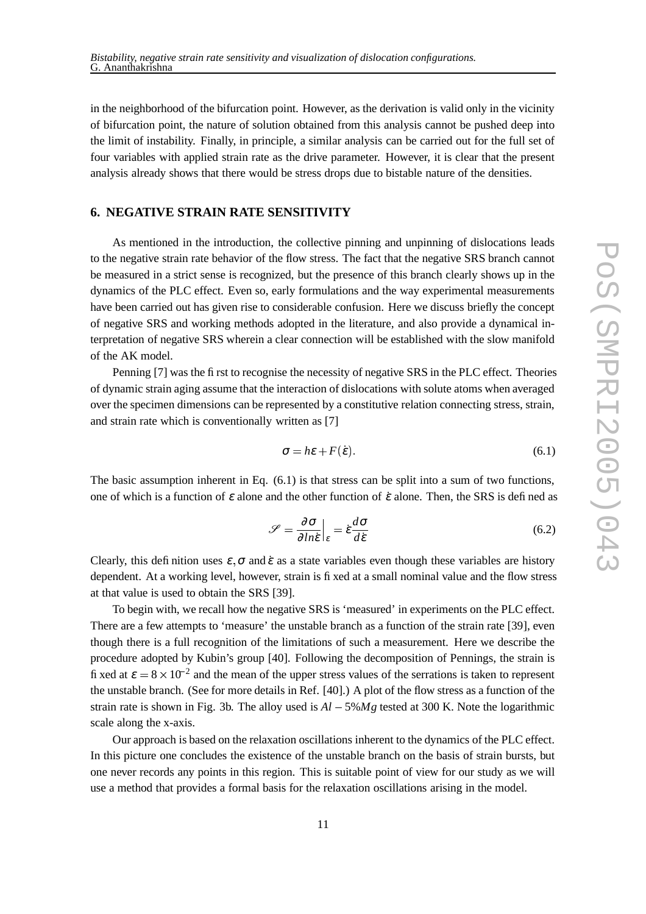in the neighborhood of the bifurcation point. However, as the derivation is valid only in the vicinity of bifurcation point, the nature of solution obtained from this analysis cannot be pushed deep into the limit of instability. Finally, in principle, a similar analysis can be carried out for the full set of four variables with applied strain rate as the drive parameter. However, it is clear that the present analysis already shows that there would be stress drops due to bistable nature of the densities.

## 6. NEGATIVE STRAIN RATE SENSITIVITY

As mentioned in the introduction, the collective pinning and unpinning of dislocations leads to the negative strain rate behavior of the flow stress. The fact that the negative SRS branch cannot be measured in a strict sense is recognized, but the presence of this branch clearly shows up in the dynamics of the PLC effect. Even so, early formulations and the way experimental measurements have been carried out has given rise to considerable confusion. Here we discuss briefly the concept of negative SRS and working methods adopted in the literature, and also provide a dynamical interpretation of negative SRS wherein a clear connection will be established with the slow manifold of the AK model.

Penning [7] was the first to recognise the necessity of negative SRS in the PLC effect. Theories of dynamic strain aging assume that the interaction of dislocations with solute atoms when averaged over the specimen dimensions can be represented by a constitutive relation connecting stress, strain, and strain rate which is conventionally written as [7]

$$\sigma = h\varepsilon + F(\dot{\varepsilon}). \tag{6.1}$$

The basic assumption inherent in Eq. (6.1) is that stress can be split into a sum of two functions, one of which is a function of $\varepsilon$ alone and the other function of $\dot{\varepsilon}$ alone. Then, the SRS is defined as

$$\mathscr{S} = \frac{\partial \sigma}{\partial ln\dot{\varepsilon}}\Big|_{\varepsilon} = \dot{\varepsilon}\frac{d\sigma}{d\dot{\varepsilon}} \tag{6.2}$$

Clearly, this definition uses $\varepsilon, \sigma$ and $\dot{\varepsilon}$ as a state variables even though these variables are history dependent. At a working level, however, strain is fixed at a small nominal value and the flow stress at that value is used to obtain the SRS [39].

To begin with, we recall how the negative SRS is 'measured' in experiments on the PLC effect. There are a few attempts to 'measure' the unstable branch as a function of the strain rate [39], even though there is a full recognition of the limitations of such a measurement. Here we describe the procedure adopted by Kubin's group [40]. Following the decomposition of Pennings, the strain is fixed at $\varepsilon = 8\times 10^{-2}$ and the mean of the upper stress values of the serrations is taken to represent the unstable branch. (See for more details in Ref. [40].) A plot of the flow stress as a function of the strain rate is shown in Fig. 3b. The alloy used is $Al-5\%Mg$ tested at 300 K. Note the logarithmic scale along the x-axis.

Our approach is based on the relaxation oscillations inherent to the dynamics of the PLC effect. In this picture one concludes the existence of the unstable branch on the basis of strain bursts, but one never records any points in this region. This is suitable point of view for our study as we will use a method that provides a formal basis for the relaxation oscillations arising in the model.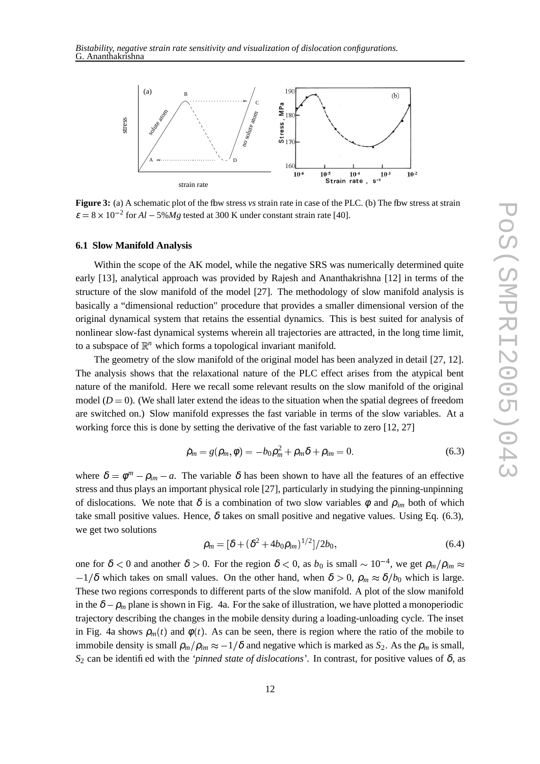**Figure 3:** (a) A schematic plot of the flow stress *vs* strain rate in case of the PLC. (b) The flow stress at strain $\varepsilon = 8\times10^{-2}$ for $Al-5\%Mg$ tested at 300 K under constant strain rate [40].

### 6.1 Slow Manifold Analysis

Within the scope of the AK model, while the negative SRS was numerically determined quite early [13], analytical approach was provided by Rajesh and Ananthakrishna [12] in terms of the structure of the slow manifold of the model [27]. The methodology of slow manifold analysis is basically a "dimensional reduction" procedure that provides a smaller dimensional version of the original dynamical system that retains the essential dynamics. This is best suited for analysis of nonlinear slow-fast dynamical systems wherein all trajectories are attracted, in the long time limit, to a subspace of $\mathbb{R}^n$ which forms a topological invariant manifold.

The geometry of the slow manifold of the original model has been analyzed in detail [27, 12]. The analysis shows that the relaxational nature of the PLC effect arises from the atypical bent nature of the manifold. Here we recall some relevant results on the slow manifold of the original model ($D=0$). (We shall later extend the ideas to the situation when the spatial degrees of freedom are switched on.) Slow manifold expresses the fast variable in terms of the slow variables. At a working force this is done by setting the derivative of the fast variable to zero [12, 27]

$$\dot{\rho}_m = g(\rho_m,\phi) = -b_0\rho_m^2 + \rho_m\delta + \rho_{im} = 0. \tag{6.3}$$

where $\delta = \phi^m - \rho_{im} - a$. The variable $\delta$ has been shown to have all the features of an effective stress and thus plays an important physical role [27], particularly in studying the pinning-unpinning of dislocations. We note that $\delta$ is a combination of two slow variables $\phi$ and $\rho_{im}$ both of which take small positive values. Hence, $\delta$ takes on small positive and negative values. Using Eq. (6.3), we get two solutions

$$\rho_m = [\delta + (\delta^2 + 4b_0\rho_{im})^{1/2}]/2b_0, \tag{6.4}$$

one for $\delta < 0$ and another $\delta > 0$. For the region $\delta < 0$, as $b_0$ is small $\sim 10^{-4}$, we get $\rho_m/\rho_{im} \approx -1/\delta$ which takes on small values. On the other hand, when $\delta > 0$, $\rho_m \approx \delta/b_0$ which is large. These two regions corresponds to different parts of the slow manifold. A plot of the slow manifold in the $\delta - \rho_m$ plane is shown in Fig. 4a. For the sake of illustration, we have plotted a monoperiodic trajectory describing the changes in the mobile density during a loading-unloading cycle. The inset in Fig. 4a shows $\rho_m(t)$ and $\phi(t)$. As can be seen, there is region where the ratio of the mobile to immobile density is small $\rho_m/\rho_{im} \approx -1/\delta$ and negative which is marked as $S_2$. As the $\rho_m$ is small, $S_2$ can be identified with the *'pinned state of dislocations'*. In contrast, for positive values of $\delta$, as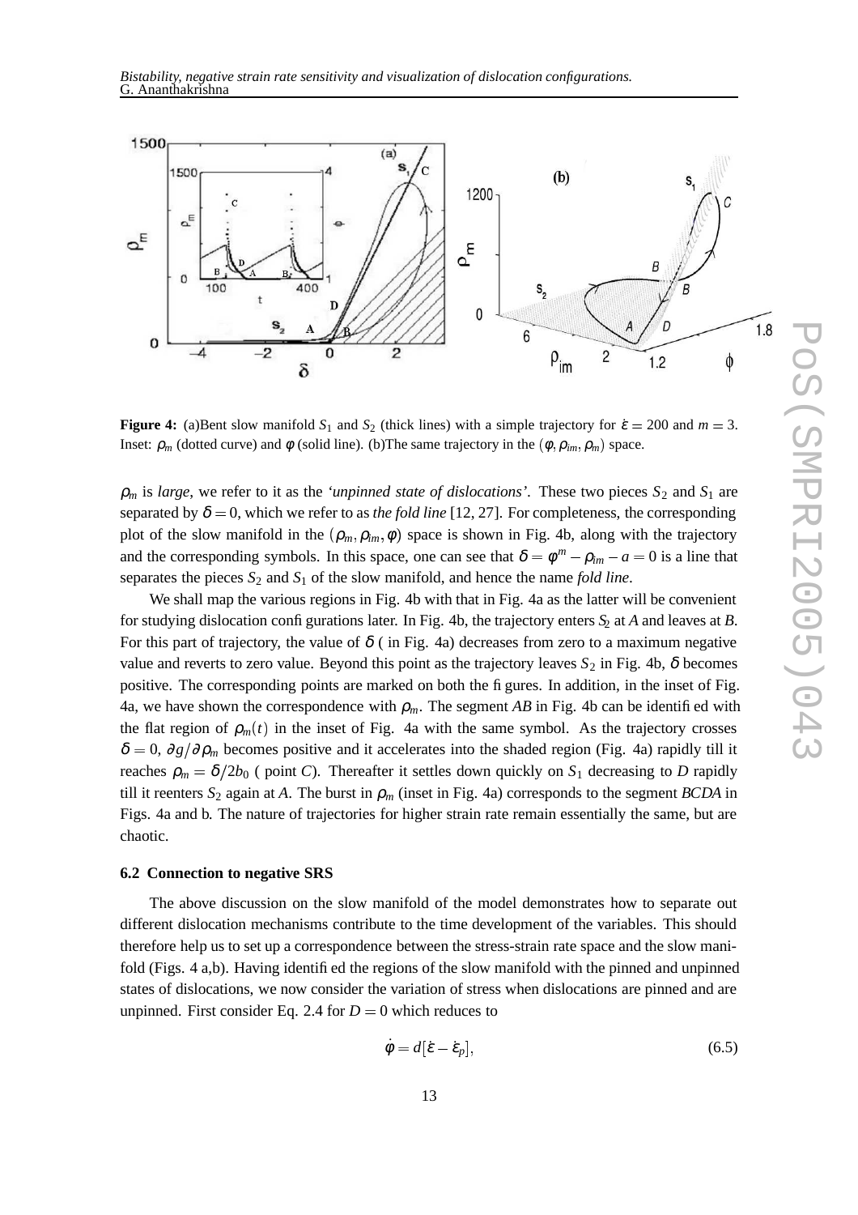**Figure 4:** (a)Bent slow manifold $S_1$ and $S_2$ (thick lines) with a simple trajectory for $\dot{\varepsilon} = 200$ and $m = 3$. Inset: $\rho_m$ (dotted curve) and $\phi$ (solid line). (b)The same trajectory in the $(\phi, \rho_{im}, \rho_m)$ space.

$\rho_m$ is *large*, we refer to it as the *'unpinned state of dislocations'*. These two pieces $S_2$ and $S_1$ are separated by $\delta = 0$, which we refer to as *the fold line* [12, 27]. For completeness, the corresponding plot of the slow manifold in the $(\rho_m, \rho_{im}, \phi)$ space is shown in Fig. 4b, along with the trajectory and the corresponding symbols. In this space, one can see that $\delta = \phi^m - \rho_{im} - a = 0$ is a line that separates the pieces $S_2$ and $S_1$ of the slow manifold, and hence the name *fold line*.

We shall map the various regions in Fig. 4b with that in Fig. 4a as the latter will be convenient for studying dislocation configurations later. In Fig. 4b, the trajectory enters $S_2$ at *A* and leaves at *B*. For this part of trajectory, the value of $\delta$ ( in Fig. 4a) decreases from zero to a maximum negative value and reverts to zero value. Beyond this point as the trajectory leaves $S_2$ in Fig. 4b, $\delta$ becomes positive. The corresponding points are marked on both the figures. In addition, in the inset of Fig. 4a, we have shown the correspondence with $\rho_m$. The segment *AB* in Fig. 4b can be identified with the flat region of $\rho_m(t)$ in the inset of Fig. 4a with the same symbol. As the trajectory crosses $\delta = 0$, $\partial g / \partial \rho_m$ becomes positive and it accelerates into the shaded region (Fig. 4a) rapidly till it reaches $\rho_m = \delta / 2b_0$ ( point *C*). Thereafter it settles down quickly on $S_1$ decreasing to *D* rapidly till it reenters $S_2$ again at *A*. The burst in $\rho_m$ (inset in Fig. 4a) corresponds to the segment *BCDA* in Figs. 4a and b. The nature of trajectories for higher strain rate remain essentially the same, but are chaotic.

### 6.2 Connection to negative SRS

The above discussion on the slow manifold of the model demonstrates how to separate out different dislocation mechanisms contribute to the time development of the variables. This should therefore help us to set up a correspondence between the stress-strain rate space and the slow manifold (Figs. 4 a,b). Having identified the regions of the slow manifold with the pinned and unpinned states of dislocations, we now consider the variation of stress when dislocations are pinned and are unpinned. First consider Eq. 2.4 for $D = 0$ which reduces to

$$\dot{\phi} = d[\dot{\varepsilon} - \dot{\varepsilon}_p], \tag{6.5}$$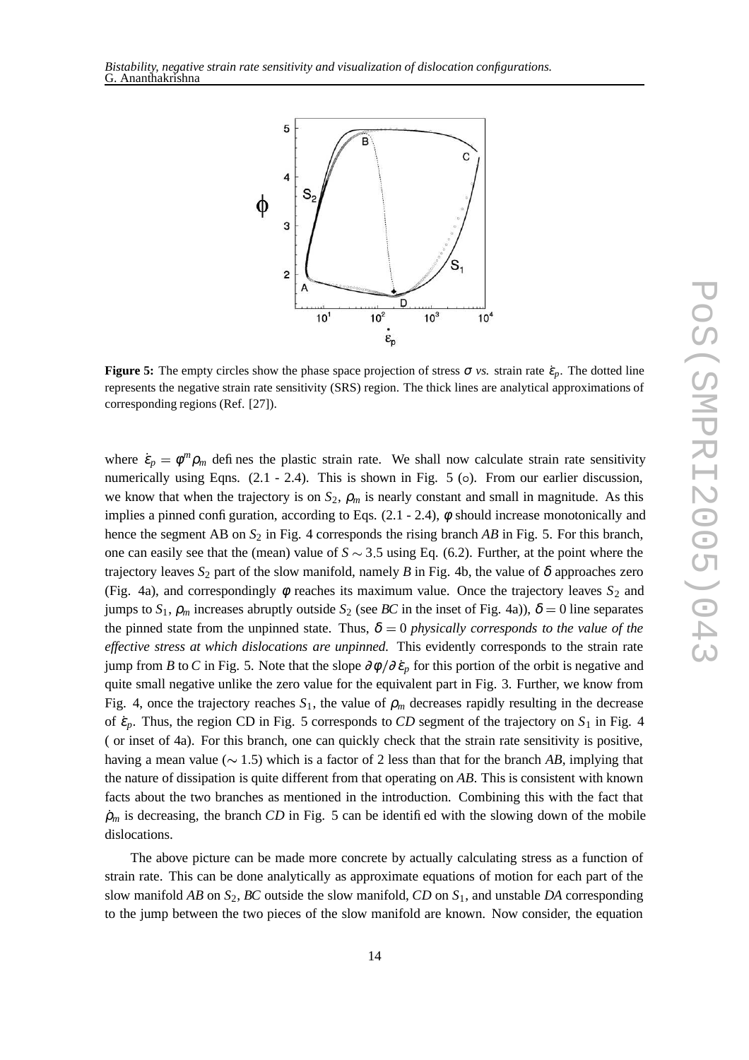**Figure 5:** The empty circles show the phase space projection of stress $\sigma$ *vs.* strain rate $\dot{\varepsilon}_p$. The dotted line represents the negative strain rate sensitivity (SRS) region. The thick lines are analytical approximations of corresponding regions (Ref. [27]).

where $\dot{\varepsilon}_p = \phi^m \rho_m$ defines the plastic strain rate. We shall now calculate strain rate sensitivity numerically using Eqns. (2.1 - 2.4). This is shown in Fig. 5 (○). From our earlier discussion, we know that when the trajectory is on $S_2$, $\rho_m$ is nearly constant and small in magnitude. As this implies a pinned configuration, according to Eqs. (2.1 - 2.4), $\phi$ should increase monotonically and hence the segment AB on $S_2$ in Fig. 4 corresponds the rising branch *AB* in Fig. 5. For this branch, one can easily see that the (mean) value of $S \sim 3.5$ using Eq. (6.2). Further, at the point where the trajectory leaves $S_2$ part of the slow manifold, namely *B* in Fig. 4b, the value of $\delta$ approaches zero (Fig. 4a), and correspondingly $\phi$ reaches its maximum value. Once the trajectory leaves $S_2$ and jumps to $S_1$, $\rho_m$ increases abruptly outside $S_2$ (see *BC* in the inset of Fig. 4a)), $\delta = 0$ line separates the pinned state from the unpinned state. Thus, $\delta = 0$ *physically corresponds to the value of the effective stress at which dislocations are unpinned.* This evidently corresponds to the strain rate jump from *B* to *C* in Fig. 5. Note that the slope $\partial \phi / \partial \dot{\varepsilon}_p$ for this portion of the orbit is negative and quite small negative unlike the zero value for the equivalent part in Fig. 3. Further, we know from Fig. 4, once the trajectory reaches $S_1$, the value of $\rho_m$ decreases rapidly resulting in the decrease of $\dot{\varepsilon}_p$. Thus, the region CD in Fig. 5 corresponds to *CD* segment of the trajectory on $S_1$ in Fig. 4 ( or inset of 4a). For this branch, one can quickly check that the strain rate sensitivity is positive, having a mean value ($\sim 1.5$) which is a factor of 2 less than that for the branch *AB*, implying that the nature of dissipation is quite different from that operating on *AB*. This is consistent with known facts about the two branches as mentioned in the introduction. Combining this with the fact that $\dot{\rho}_m$ is decreasing, the branch *CD* in Fig. 5 can be identified with the slowing down of the mobile dislocations.

The above picture can be made more concrete by actually calculating stress as a function of strain rate. This can be done analytically as approximate equations of motion for each part of the slow manifold *AB* on $S_2$, *BC* outside the slow manifold, *CD* on $S_1$, and unstable *DA* corresponding to the jump between the two pieces of the slow manifold are known. Now consider, the equation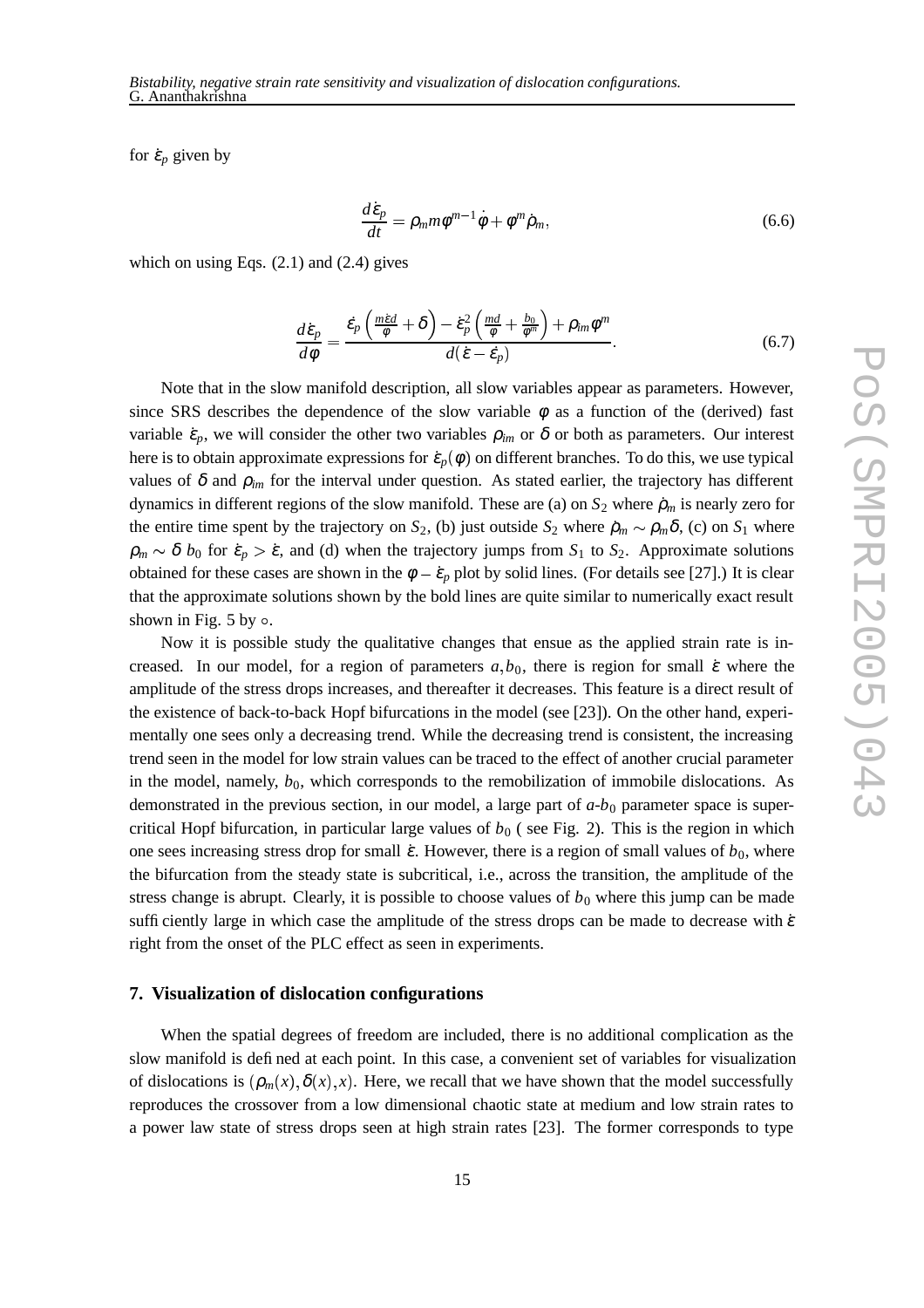for $\dot{\varepsilon}_p$ given by

$$\frac{d\dot{\varepsilon}_p}{dt} = \rho_m m \phi^{m-1}\dot{\phi} + \phi^m \dot{\rho}_m, \tag{6.6}$$

which on using Eqs. (2.1) and (2.4) gives

$$\frac{d\dot{\varepsilon}_p}{d\phi} = \frac{\dot{\varepsilon}_p\left(\frac{m\dot{\varepsilon}d}{\phi} + \delta\right) - \dot{\varepsilon}_p^2\left(\frac{md}{\phi} + \frac{b_0}{\phi^m}\right) + \rho_{im}\phi^m}{d(\dot{\varepsilon} - \dot{\varepsilon}_p)}. \tag{6.7}$$

Note that in the slow manifold description, all slow variables appear as parameters. However, since SRS describes the dependence of the slow variable $\phi$ as a function of the (derived) fast variable $\dot{\varepsilon}_p$, we will consider the other two variables $\rho_{im}$ or $\delta$ or both as parameters. Our interest here is to obtain approximate expressions for $\dot{\varepsilon}_p(\phi)$ on different branches. To do this, we use typical values of $\delta$ and $\rho_{im}$ for the interval under question. As stated earlier, the trajectory has different dynamics in different regions of the slow manifold. These are (a) on $S_2$ where $\dot{\rho}_m$ is nearly zero for the entire time spent by the trajectory on $S_2$, (b) just outside $S_2$ where $\dot{\rho}_m \sim \rho_m\delta$, (c) on $S_1$ where $\rho_m \sim \delta\; b_0$ for $\dot{\varepsilon}_p > \dot{\varepsilon}$, and (d) when the trajectory jumps from $S_1$ to $S_2$. Approximate solutions obtained for these cases are shown in the $\phi - \dot{\varepsilon}_p$ plot by solid lines. (For details see [27].) It is clear that the approximate solutions shown by the bold lines are quite similar to numerically exact result shown in Fig. 5 by $\circ$.

Now it is possible study the qualitative changes that ensue as the applied strain rate is increased. In our model, for a region of parameters $a, b_0$, there is region for small $\dot{\varepsilon}$ where the amplitude of the stress drops increases, and thereafter it decreases. This feature is a direct result of the existence of back-to-back Hopf bifurcations in the model (see [23]). On the other hand, experimentally one sees only a decreasing trend. While the decreasing trend is consistent, the increasing trend seen in the model for low strain values can be traced to the effect of another crucial parameter in the model, namely, $b_0$, which corresponds to the remobilization of immobile dislocations. As demonstrated in the previous section, in our model, a large part of $a$-$b_0$ parameter space is supercritical Hopf bifurcation, in particular large values of $b_0$ ( see Fig. 2). This is the region in which one sees increasing stress drop for small $\dot{\varepsilon}$. However, there is a region of small values of $b_0$, where the bifurcation from the steady state is subcritical, i.e., across the transition, the amplitude of the stress change is abrupt. Clearly, it is possible to choose values of $b_0$ where this jump can be made sufficiently large in which case the amplitude of the stress drops can be made to decrease with $\dot{\varepsilon}$ right from the onset of the PLC effect as seen in experiments.

## 7. Visualization of dislocation configurations

When the spatial degrees of freedom are included, there is no additional complication as the slow manifold is defined at each point. In this case, a convenient set of variables for visualization of dislocations is $(\rho_m(x), \delta(x), x)$. Here, we recall that we have shown that the model successfully reproduces the crossover from a low dimensional chaotic state at medium and low strain rates to a power law state of stress drops seen at high strain rates [23]. The former corresponds to type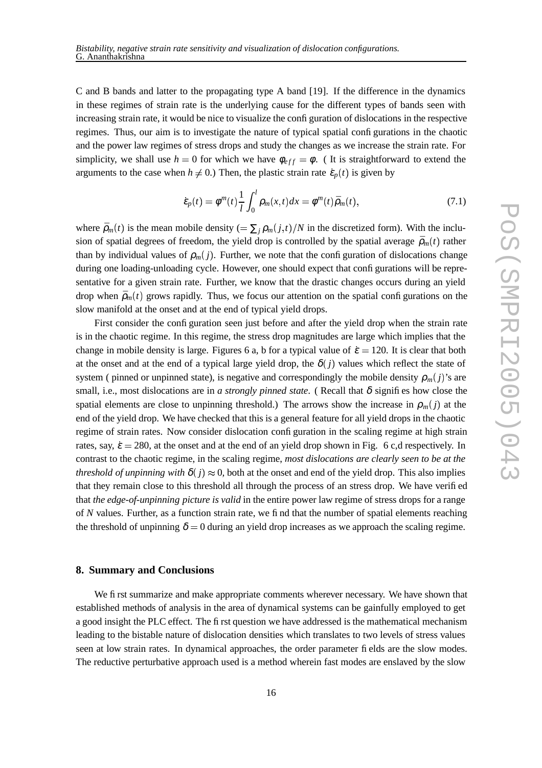C and B bands and latter to the propagating type A band [19]. If the difference in the dynamics in these regimes of strain rate is the underlying cause for the different types of bands seen with increasing strain rate, it would be nice to visualize the configuration of dislocations in the respective regimes. Thus, our aim is to investigate the nature of typical spatial configurations in the chaotic and the power law regimes of stress drops and study the changes as we increase the strain rate. For simplicity, we shall use $h = 0$ for which we have $\phi_{eff} = \phi$. ( It is straightforward to extend the arguments to the case when $h \neq 0$.) Then, the plastic strain rate $\dot{\varepsilon}_p(t)$ is given by

$$\dot{\varepsilon}_p(t) = \phi^m(t)\frac{1}{l}\int_0^l \rho_m(x,t)dx = \phi^m(t)\bar{\rho}_m(t), \tag{7.1}$$

where $\bar{\rho}_m(t)$ is the mean mobile density ($= \sum_j \rho_m(j,t)/N$ in the discretized form). With the inclusion of spatial degrees of freedom, the yield drop is controlled by the spatial average $\bar{\rho}_m(t)$ rather than by individual values of $\rho_m(j)$. Further, we note that the configuration of dislocations change during one loading-unloading cycle. However, one should expect that configurations will be representative for a given strain rate. Further, we know that the drastic changes occurs during an yield drop when $\bar{\rho}_m(t)$ grows rapidly. Thus, we focus our attention on the spatial configurations on the slow manifold at the onset and at the end of typical yield drops.

First consider the configuration seen just before and after the yield drop when the strain rate is in the chaotic regime. In this regime, the stress drop magnitudes are large which implies that the change in mobile density is large. Figures 6 a, b for a typical value of $\dot{\varepsilon} = 120$. It is clear that both at the onset and at the end of a typical large yield drop, the $\delta(j)$ values which reflect the state of system ( pinned or unpinned state), is negative and correspondingly the mobile density $\rho_m(j)$'s are small, i.e., most dislocations are in *a strongly pinned state*. ( Recall that $\delta$ signifies how close the spatial elements are close to unpinning threshold.) The arrows show the increase in $\rho_m(j)$ at the end of the yield drop. We have checked that this is a general feature for all yield drops in the chaotic regime of strain rates. Now consider dislocation configuration in the scaling regime at high strain rates, say, $\dot{\varepsilon} = 280$, at the onset and at the end of an yield drop shown in Fig. 6 c,d respectively. In contrast to the chaotic regime, in the scaling regime, *most dislocations are clearly seen to be at the threshold of unpinning with* $\delta(j) \approx 0$, both at the onset and end of the yield drop. This also implies that they remain close to this threshold all through the process of an stress drop. We have verified that *the edge-of-unpinning picture is valid* in the entire power law regime of stress drops for a range of $N$ values. Further, as a function strain rate, we find that the number of spatial elements reaching the threshold of unpinning $\delta = 0$ during an yield drop increases as we approach the scaling regime.

## 8. Summary and Conclusions

We first summarize and make appropriate comments wherever necessary. We have shown that established methods of analysis in the area of dynamical systems can be gainfully employed to get a good insight the PLC effect. The first question we have addressed is the mathematical mechanism leading to the bistable nature of dislocation densities which translates to two levels of stress values seen at low strain rates. In dynamical approaches, the order parameter fields are the slow modes. The reductive perturbative approach used is a method wherein fast modes are enslaved by the slow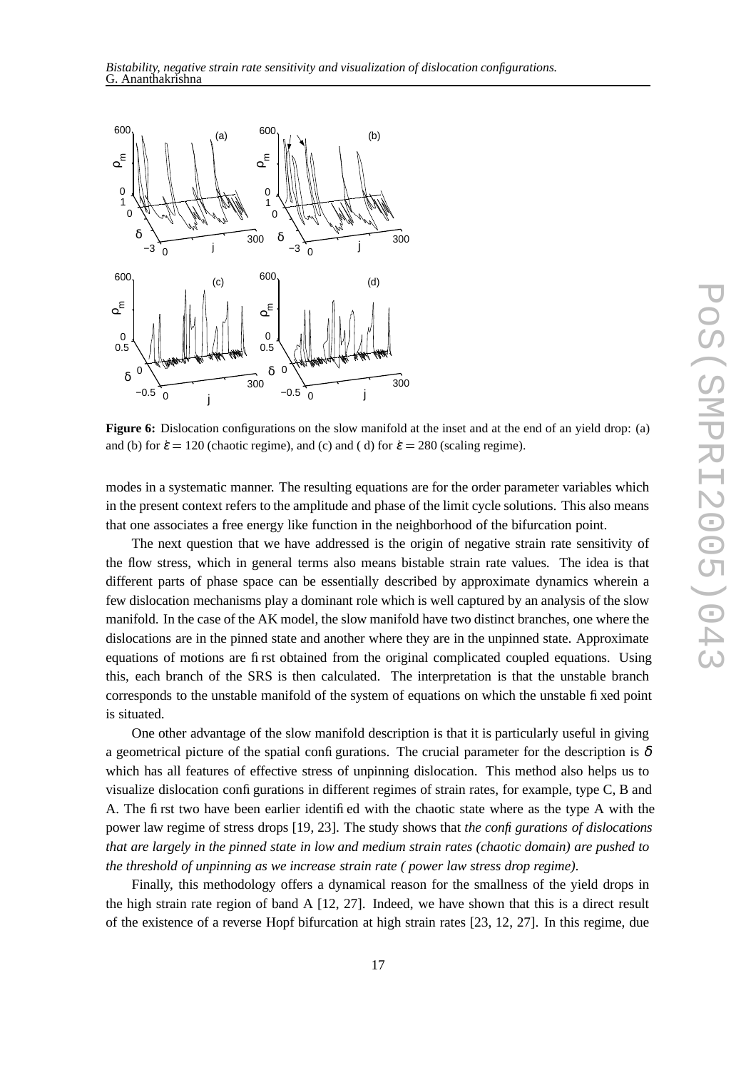**Figure 6:** Dislocation configurations on the slow manifold at the inset and at the end of an yield drop: (a) and (b) for $\dot{\varepsilon} = 120$ (chaotic regime), and (c) and ( d) for $\dot{\varepsilon} = 280$ (scaling regime).

modes in a systematic manner. The resulting equations are for the order parameter variables which in the present context refers to the amplitude and phase of the limit cycle solutions. This also means that one associates a free energy like function in the neighborhood of the bifurcation point.

The next question that we have addressed is the origin of negative strain rate sensitivity of the flow stress, which in general terms also means bistable strain rate values. The idea is that different parts of phase space can be essentially described by approximate dynamics wherein a few dislocation mechanisms play a dominant role which is well captured by an analysis of the slow manifold. In the case of the AK model, the slow manifold have two distinct branches, one where the dislocations are in the pinned state and another where they are in the unpinned state. Approximate equations of motions are first obtained from the original complicated coupled equations. Using this, each branch of the SRS is then calculated. The interpretation is that the unstable branch corresponds to the unstable manifold of the system of equations on which the unstable fixed point is situated.

One other advantage of the slow manifold description is that it is particularly useful in giving a geometrical picture of the spatial configurations. The crucial parameter for the description is $\delta$ which has all features of effective stress of unpinning dislocation. This method also helps us to visualize dislocation configurations in different regimes of strain rates, for example, type C, B and A. The first two have been earlier identified with the chaotic state where as the type A with the power law regime of stress drops [19, 23]. The study shows that *the configurations of dislocations that are largely in the pinned state in low and medium strain rates (chaotic domain) are pushed to the threshold of unpinning as we increase strain rate ( power law stress drop regime)*.

Finally, this methodology offers a dynamical reason for the smallness of the yield drops in the high strain rate region of band A [12, 27]. Indeed, we have shown that this is a direct result of the existence of a reverse Hopf bifurcation at high strain rates [23, 12, 27]. In this regime, due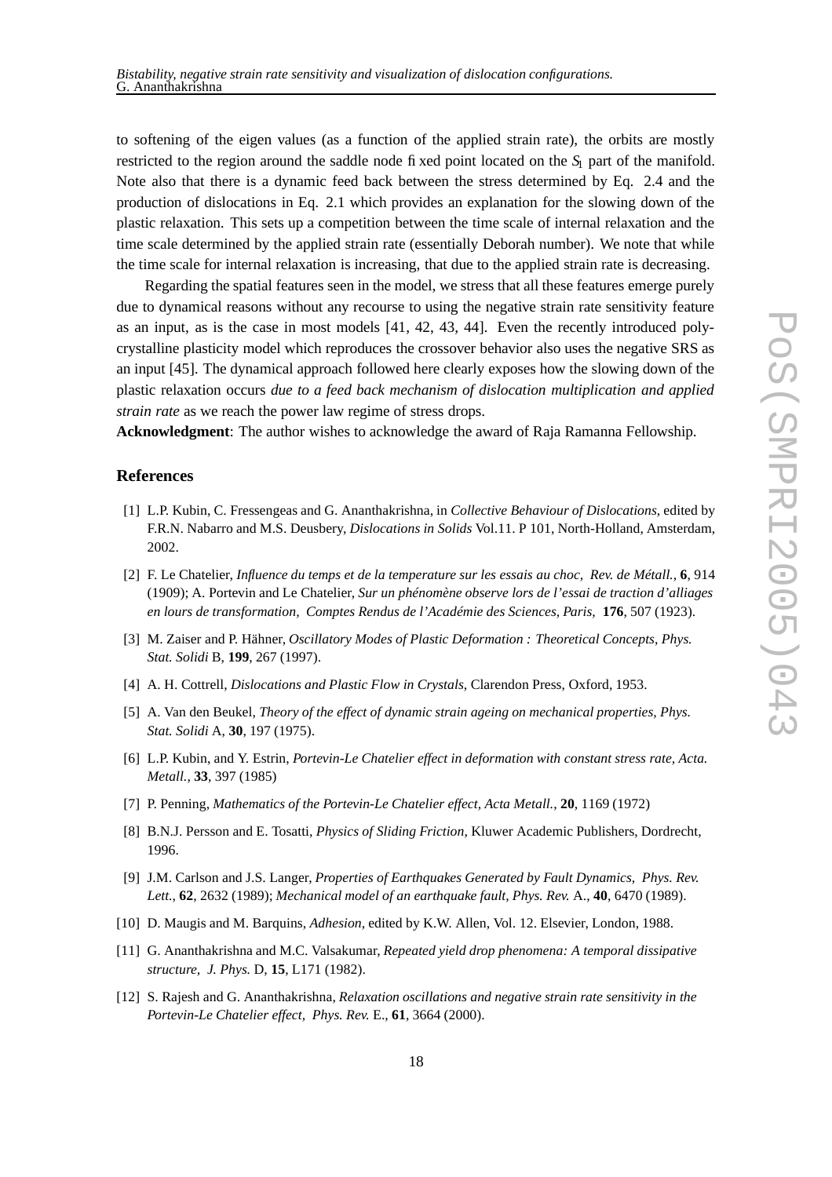to softening of the eigen values (as a function of the applied strain rate), the orbits are mostly restricted to the region around the saddle node fixed point located on the $S_I$ part of the manifold. Note also that there is a dynamic feed back between the stress determined by Eq. 2.4 and the production of dislocations in Eq. 2.1 which provides an explanation for the slowing down of the plastic relaxation. This sets up a competition between the time scale of internal relaxation and the time scale determined by the applied strain rate (essentially Deborah number). We note that while the time scale for internal relaxation is increasing, that due to the applied strain rate is decreasing.

Regarding the spatial features seen in the model, we stress that all these features emerge purely due to dynamical reasons without any recourse to using the negative strain rate sensitivity feature as an input, as is the case in most models [41, 42, 43, 44]. Even the recently introduced polycrystalline plasticity model which reproduces the crossover behavior also uses the negative SRS as an input [45]. The dynamical approach followed here clearly exposes how the slowing down of the plastic relaxation occurs *due to a feed back mechanism of dislocation multiplication and applied strain rate* as we reach the power law regime of stress drops.

**Acknowledgment**: The author wishes to acknowledge the award of Raja Ramanna Fellowship.

## References

[1] L.P. Kubin, C. Fressengeas and G. Ananthakrishna, in *Collective Behaviour of Dislocations*, edited by F.R.N. Nabarro and M.S. Deusbery, *Dislocations in Solids* Vol.11. P 101, North-Holland, Amsterdam, 2002.

[2] F. Le Chatelier, *Influence du temps et de la temperature sur les essais au choc, Rev. de Métall.*, **6**, 914 (1909); A. Portevin and Le Chatelier, *Sur un phénomène observe lors de l'essai de traction d'alliages en lours de transformation, Comptes Rendus de l'Académie des Sciences, Paris,* **176**, 507 (1923).

[3] M. Zaiser and P. Hähner, *Oscillatory Modes of Plastic Deformation : Theoretical Concepts*, *Phys. Stat. Solidi* B, **199**, 267 (1997).

[4] A. H. Cottrell, *Dislocations and Plastic Flow in Crystals*, Clarendon Press, Oxford, 1953.

[5] A. Van den Beukel, *Theory of the effect of dynamic strain ageing on mechanical properties, Phys. Stat. Solidi* A, **30**, 197 (1975).

[6] L.P. Kubin, and Y. Estrin, *Portevin-Le Chatelier effect in deformation with constant stress rate, Acta. Metall.*, **33**, 397 (1985)

[7] P. Penning, *Mathematics of the Portevin-Le Chatelier effect, Acta Metall.*, **20**, 1169 (1972)

[8] B.N.J. Persson and E. Tosatti, *Physics of Sliding Friction*, Kluwer Academic Publishers, Dordrecht, 1996.

[9] J.M. Carlson and J.S. Langer, *Properties of Earthquakes Generated by Fault Dynamics, Phys. Rev. Lett.*, **62**, 2632 (1989); *Mechanical model of an earthquake fault, Phys. Rev.* A., **40**, 6470 (1989).

[10] D. Maugis and M. Barquins, *Adhesion*, edited by K.W. Allen, Vol. 12. Elsevier, London, 1988.

[11] G. Ananthakrishna and M.C. Valsakumar, *Repeated yield drop phenomena: A temporal dissipative structure, J. Phys.* D, **15**, L171 (1982).

[12] S. Rajesh and G. Ananthakrishna, *Relaxation oscillations and negative strain rate sensitivity in the Portevin-Le Chatelier effect, Phys. Rev.* E., **61**, 3664 (2000).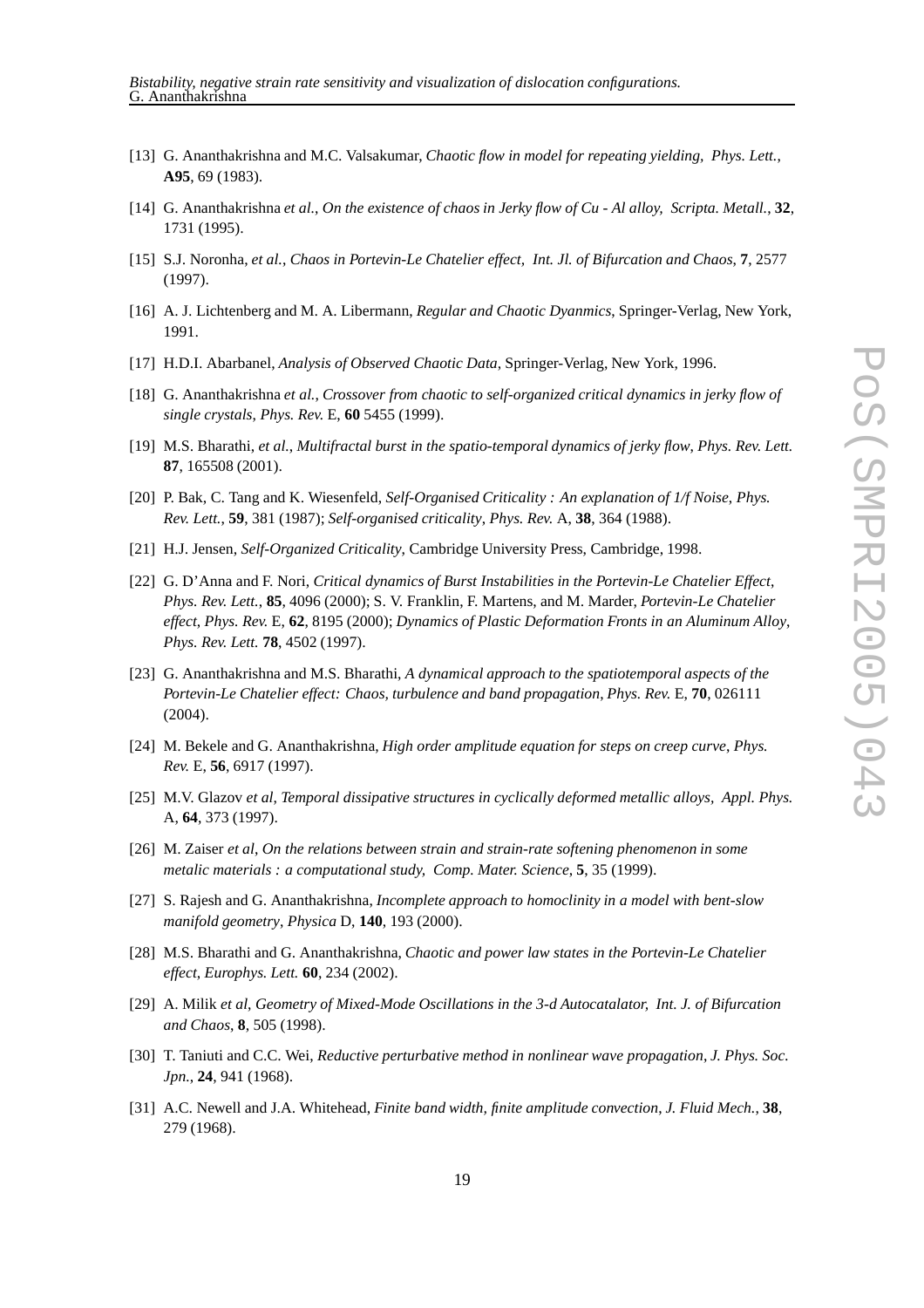[13] G. Ananthakrishna and M.C. Valsakumar, *Chaotic flow in model for repeating yielding, Phys. Lett.*, **A95**, 69 (1983).

[14] G. Ananthakrishna *et al.*, *On the existence of chaos in Jerky flow of Cu - Al alloy, Scripta. Metall.*, **32**, 1731 (1995).

[15] S.J. Noronha, *et al.*, *Chaos in Portevin-Le Chatelier effect, Int. Jl. of Bifurcation and Chaos*, **7**, 2577 (1997).

[16] A. J. Lichtenberg and M. A. Libermann, *Regular and Chaotic Dyanmics*, Springer-Verlag, New York, 1991.

[17] H.D.I. Abarbanel, *Analysis of Observed Chaotic Data*, Springer-Verlag, New York, 1996.

[18] G. Ananthakrishna *et al.*, *Crossover from chaotic to self-organized critical dynamics in jerky flow of single crystals*, *Phys. Rev.* E, **60** 5455 (1999).

[19] M.S. Bharathi, *et al.*, *Multifractal burst in the spatio-temporal dynamics of jerky flow*, *Phys. Rev. Lett.* **87**, 165508 (2001).

[20] P. Bak, C. Tang and K. Wiesenfeld, *Self-Organised Criticality : An explanation of 1/f Noise*, *Phys. Rev. Lett.*, **59**, 381 (1987); *Self-organised criticality*, *Phys. Rev.* A, **38**, 364 (1988).

[21] H.J. Jensen, *Self-Organized Criticality*, Cambridge University Press, Cambridge, 1998.

[22] G. D'Anna and F. Nori, *Critical dynamics of Burst Instabilities in the Portevin-Le Chatelier Effect*, *Phys. Rev. Lett.*, **85**, 4096 (2000); S. V. Franklin, F. Martens, and M. Marder, *Portevin-Le Chatelier effect*, *Phys. Rev.* E, **62**, 8195 (2000); *Dynamics of Plastic Deformation Fronts in an Aluminum Alloy*, *Phys. Rev. Lett.* **78**, 4502 (1997).

[23] G. Ananthakrishna and M.S. Bharathi, *A dynamical approach to the spatiotemporal aspects of the Portevin-Le Chatelier effect: Chaos, turbulence and band propagation*, *Phys. Rev.* E, **70**, 026111 (2004).

[24] M. Bekele and G. Ananthakrishna, *High order amplitude equation for steps on creep curve*, *Phys. Rev.* E, **56**, 6917 (1997).

[25] M.V. Glazov *et al*, *Temporal dissipative structures in cyclically deformed metallic alloys, Appl. Phys.* A, **64**, 373 (1997).

[26] M. Zaiser *et al*, *On the relations between strain and strain-rate softening phenomenon in some metalic materials : a computational study, Comp. Mater. Science*, **5**, 35 (1999).

[27] S. Rajesh and G. Ananthakrishna, *Incomplete approach to homoclinity in a model with bent-slow manifold geometry*, *Physica* D, **140**, 193 (2000).

[28] M.S. Bharathi and G. Ananthakrishna, *Chaotic and power law states in the Portevin-Le Chatelier effect*, *Europhys. Lett.* **60**, 234 (2002).

[29] A. Milik *et al*, *Geometry of Mixed-Mode Oscillations in the 3-d Autocatalator, Int. J. of Bifurcation and Chaos*, **8**, 505 (1998).

[30] T. Taniuti and C.C. Wei, *Reductive perturbative method in nonlinear wave propagation*, *J. Phys. Soc. Jpn.*, **24**, 941 (1968).

[31] A.C. Newell and J.A. Whitehead, *Finite band width, finite amplitude convection*, *J. Fluid Mech.*, **38**, 279 (1968).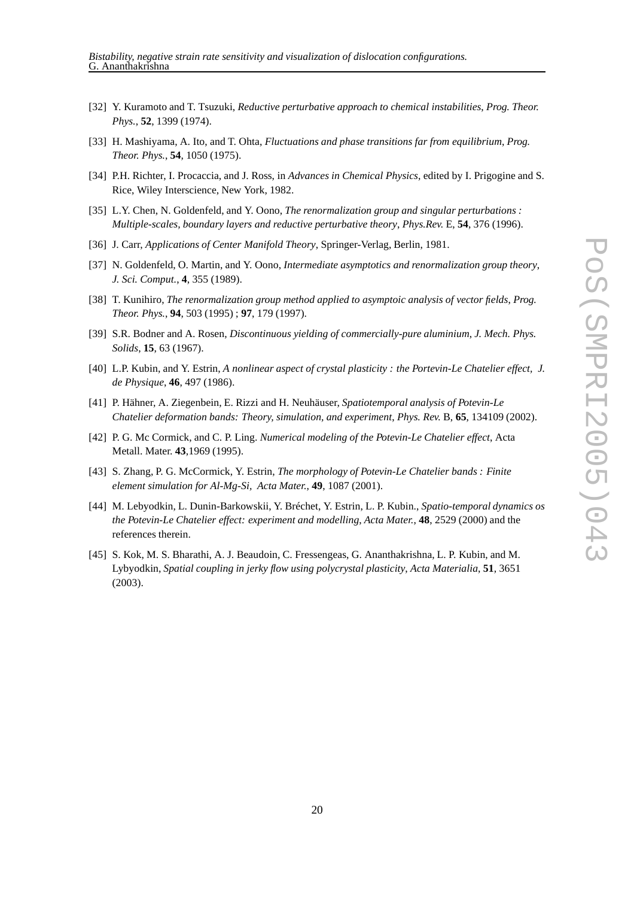[32] Y. Kuramoto and T. Tsuzuki, *Reductive perturbative approach to chemical instabilities, Prog. Theor. Phys.*, **52**, 1399 (1974).

[33] H. Mashiyama, A. Ito, and T. Ohta, *Fluctuations and phase transitions far from equilibrium, Prog. Theor. Phys.*, **54**, 1050 (1975).

[34] P.H. Richter, I. Procaccia, and J. Ross, in *Advances in Chemical Physics*, edited by I. Prigogine and S. Rice, Wiley Interscience, New York, 1982.

[35] L.Y. Chen, N. Goldenfeld, and Y. Oono, *The renormalization group and singular perturbations : Multiple-scales, boundary layers and reductive perturbative theory*, *Phys.Rev.* E, **54**, 376 (1996).

[36] J. Carr, *Applications of Center Manifold Theory*, Springer-Verlag, Berlin, 1981.

[37] N. Goldenfeld, O. Martin, and Y. Oono, *Intermediate asymptotics and renormalization group theory*, *J. Sci. Comput.*, **4**, 355 (1989).

[38] T. Kunihiro, *The renormalization group method applied to asymptoic analysis of vector fields*, *Prog. Theor. Phys.*, **94**, 503 (1995) ; **97**, 179 (1997).

[39] S.R. Bodner and A. Rosen, *Discontinuous yielding of commercially-pure aluminium*, *J. Mech. Phys. Solids*, **15**, 63 (1967).

[40] L.P. Kubin, and Y. Estrin, *A nonlinear aspect of crystal plasticity : the Portevin-Le Chatelier effect, J. de Physique*, **46**, 497 (1986).

[41] P. Hähner, A. Ziegenbein, E. Rizzi and H. Neuhäuser, *Spatiotemporal analysis of Potevin-Le Chatelier deformation bands: Theory, simulation, and experiment*, *Phys. Rev.* B, **65**, 134109 (2002).

[42] P. G. Mc Cormick, and C. P. Ling. *Numerical modeling of the Potevin-Le Chatelier effect*, Acta Metall. Mater. **43**,1969 (1995).

[43] S. Zhang, P. G. McCormick, Y. Estrin, *The morphology of Potevin-Le Chatelier bands : Finite element simulation for Al-Mg-Si, Acta Mater.*, **49**, 1087 (2001).

[44] M. Lebyodkin, L. Dunin-Barkowskii, Y. Bréchet, Y. Estrin, L. P. Kubin., *Spatio-temporal dynamics os the Potevin-Le Chatelier effect: experiment and modelling*, *Acta Mater.*, **48**, 2529 (2000) and the references therein.

[45] S. Kok, M. S. Bharathi, A. J. Beaudoin, C. Fressengeas, G. Ananthakrishna, L. P. Kubin, and M. Lybyodkin, *Spatial coupling in jerky flow using polycrystal plasticity*, *Acta Materialia*, **51**, 3651 (2003).